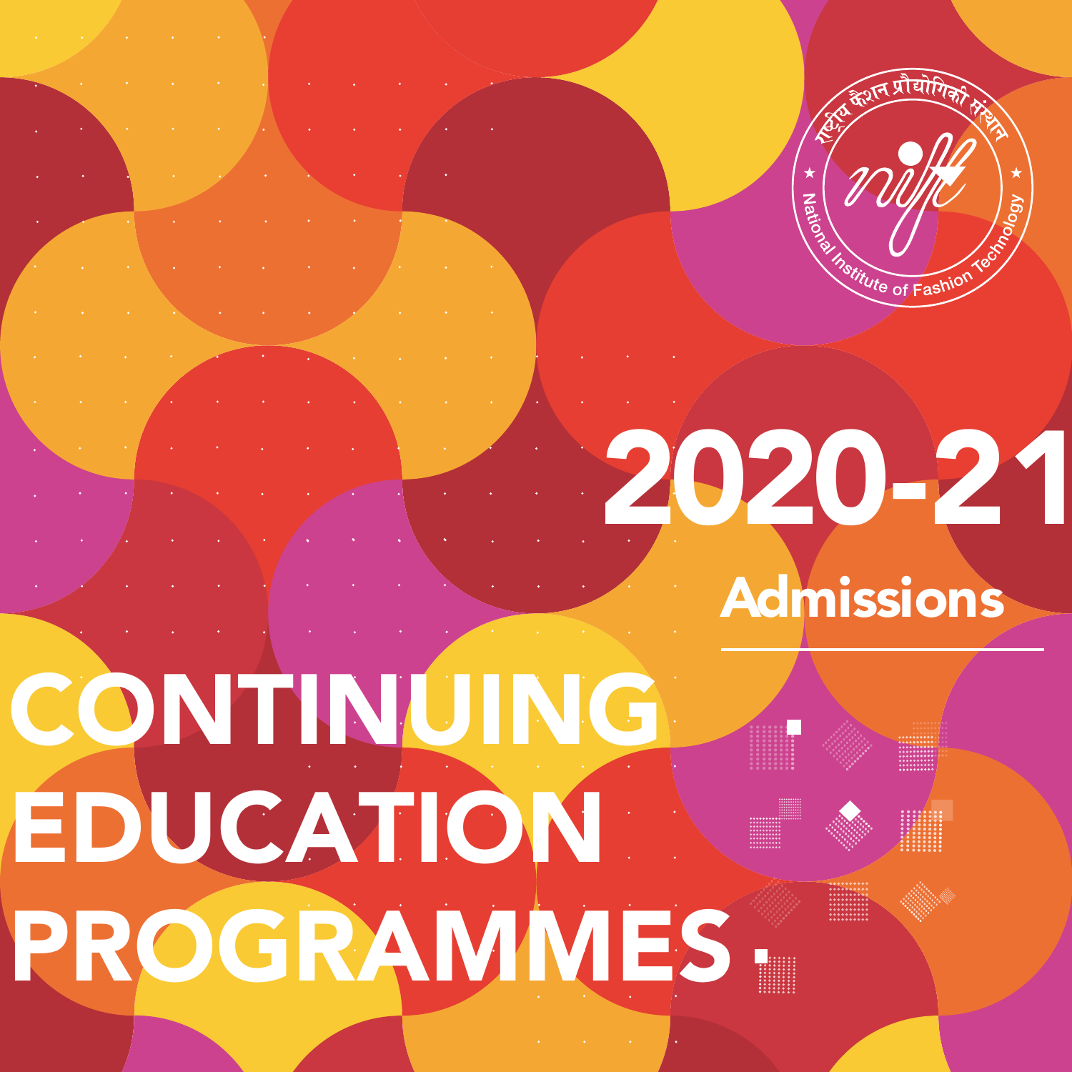राष्ट्रीय फैशन प्रौद्योगिकी संस्थान

National Institute of Fashion Technology

# 2020-21

## Admissions

# CONTINUING EDUCATION PROGRAMMES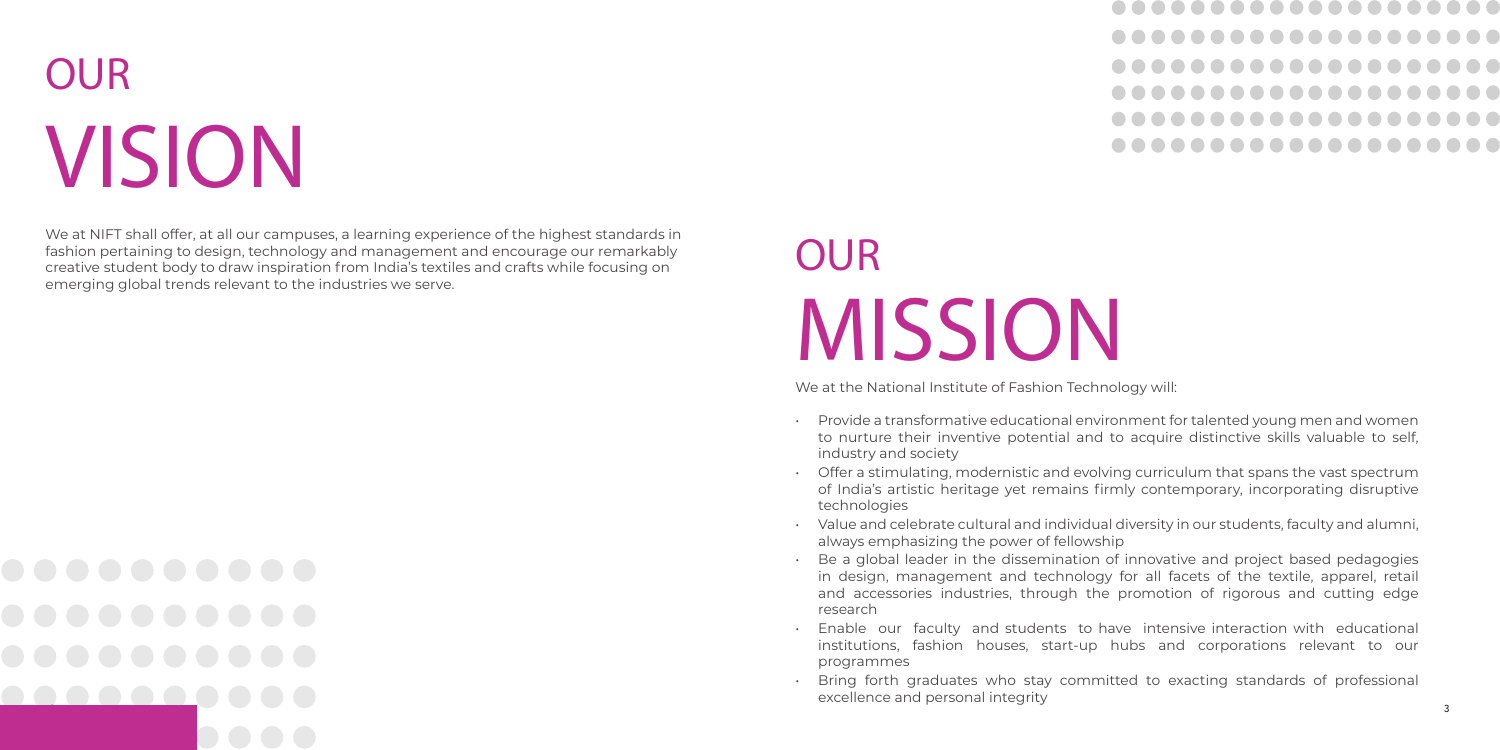# OUR VISION

We at NIFT shall offer, at all our campuses, a learning experience of the highest standards in fashion pertaining to design, technology and management and encourage our remarkably creative student body to draw inspiration from India's textiles and crafts while focusing on emerging global trends relevant to the industries we serve.

# OUR MISSION

We at the National Institute of Fashion Technology will:

- Provide a transformative educational environment for talented young men and women to nurture their inventive potential and to acquire distinctive skills valuable to self, industry and society
- Offer a stimulating, modernistic and evolving curriculum that spans the vast spectrum of India's artistic heritage yet remains firmly contemporary, incorporating disruptive technologies
- Value and celebrate cultural and individual diversity in our students, faculty and alumni, always emphasizing the power of fellowship
- Be a global leader in the dissemination of innovative and project based pedagogies in design, management and technology for all facets of the textile, apparel, retail and accessories industries, through the promotion of rigorous and cutting edge research
- Enable our faculty and students to have intensive interaction with educational institutions, fashion houses, start-up hubs and corporations relevant to our programmes
- Bring forth graduates who stay committed to exacting standards of professional excellence and personal integrity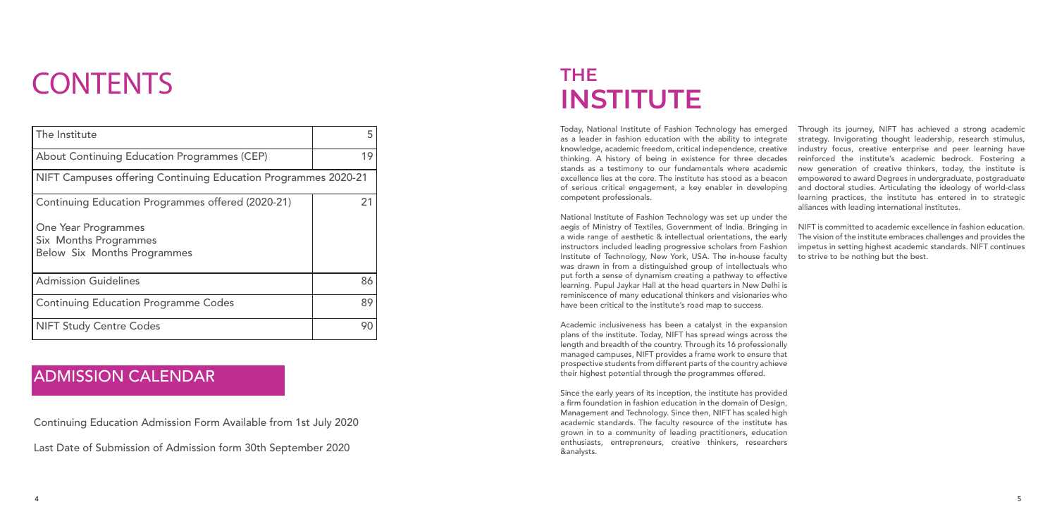# CONTENTS

| The Institute | 5 |
|---|---|
| About Continuing Education Programmes (CEP) | 19 |
| NIFT Campuses offering Continuing Education Programmes 2020-21 | |
| Continuing Education Programmes offered (2020-21)<br><br>One Year Programmes<br>Six Months Programmes<br>Below Six Months Programmes | 21 |
| Admission Guidelines | 86 |
| Continuing Education Programme Codes | 89 |
| NIFT Study Centre Codes | 90 |

## ADMISSION CALENDAR

Continuing Education Admission Form Available from 1st July 2020

Last Date of Submission of Admission form 30th September 2020

# THE INSTITUTE

Today, National Institute of Fashion Technology has emerged as a leader in fashion education with the ability to integrate knowledge, academic freedom, critical independence, creative thinking. A history of being in existence for three decades stands as a testimony to our fundamentals where academic excellence lies at the core. The institute has stood as a beacon of serious critical engagement, a key enabler in developing competent professionals.

National Institute of Fashion Technology was set up under the aegis of Ministry of Textiles, Government of India. Bringing in a wide range of aesthetic & intellectual orientations, the early instructors included leading progressive scholars from Fashion Institute of Technology, New York, USA. The in-house faculty was drawn in from a distinguished group of intellectuals who put forth a sense of dynamism creating a pathway to effective learning. Pupul Jaykar Hall at the head quarters in New Delhi is reminiscence of many educational thinkers and visionaries who have been critical to the institute's road map to success.

Academic inclusiveness has been a catalyst in the expansion plans of the institute. Today, NIFT has spread wings across the length and breadth of the country. Through its 16 professionally managed campuses, NIFT provides a frame work to ensure that prospective students from different parts of the country achieve their highest potential through the programmes offered.

Since the early years of its inception, the institute has provided a firm foundation in fashion education in the domain of Design, Management and Technology. Since then, NIFT has scaled high academic standards. The faculty resource of the institute has grown in to a community of leading practitioners, education enthusiasts, entrepreneurs, creative thinkers, researchers &analysts.

Through its journey, NIFT has achieved a strong academic strategy. Invigorating thought leadership, research stimulus, industry focus, creative enterprise and peer learning have reinforced the institute's academic bedrock. Fostering a new generation of creative thinkers, today, the institute is empowered to award Degrees in undergraduate, postgraduate and doctoral studies. Articulating the ideology of world-class learning practices, the institute has entered in to strategic alliances with leading international institutes.

NIFT is committed to academic excellence in fashion education. The vision of the institute embraces challenges and provides the impetus in setting highest academic standards. NIFT continues to strive to be nothing but the best.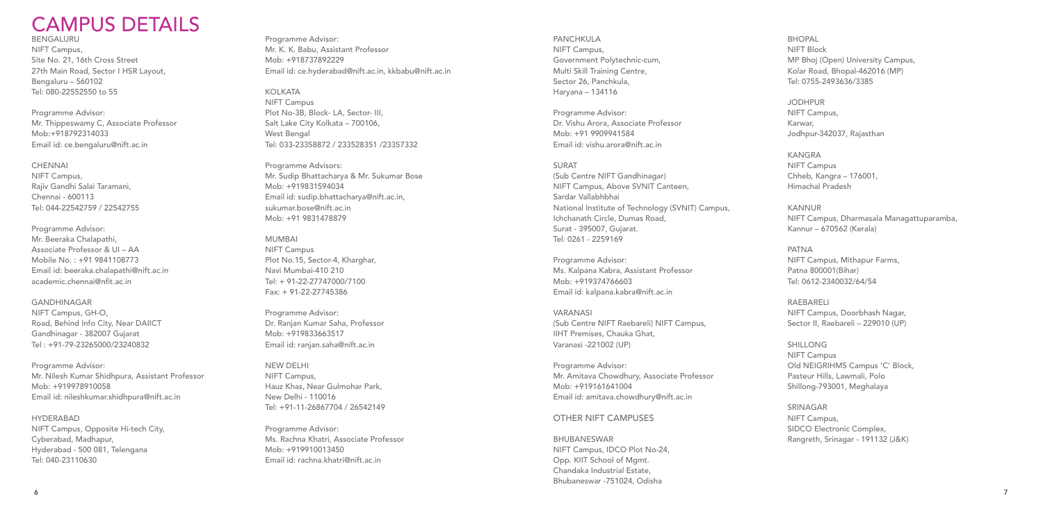# CAMPUS DETAILS

### BENGALURU

NIFT Campus,
Site No. 21, 16th Cross Street
27th Main Road, Sector I HSR Layout,
Bengaluru – 560102
Tel: 080-22552550 to 55

Programme Advisor:
Mr. Thippeswamy C, Associate Professor
Mob:+918792314033
Email id: ce.bengaluru@nift.ac.in

### CHENNAI

NIFT Campus,
Rajiv Gandhi Salai Taramani,
Chennai - 600113
Tel: 044-22542759 / 22542755

Programme Advisor:
Mr. Beeraka Chalapathi,
Associate Professor & UI – AA
Mobile No. : +91 9841108773
Email id: beeraka.chalapathi@nift.ac.in
academic.chennai@nfit.ac.in

### GANDHINAGAR

NIFT Campus, GH-O,
Road, Behind Info City, Near DAIICT
Gandhinagar - 382007 Gujarat
Tel : +91-79-23265000/23240832

Programme Advisor:
Mr. Nilesh Kumar Shidhpura, Assistant Professor
Mob: +919978910058
Email id: nileshkumar.shidhpura@nift.ac.in

### HYDERABAD

NIFT Campus, Opposite Hi-tech City,
Cyberabad, Madhapur,
Hyderabad - 500 081, Telengana
Tel: 040-23110630

Programme Advisor:
Mr. K. K. Babu, Assistant Professor
Mob: +918737892229
Email id: ce.hyderabad@nift.ac.in, kkbabu@nift.ac.in

### KOLKATA

NIFT Campus
Plot No-3B, Block- LA, Sector- III,
Salt Lake City Kolkata – 700106,
West Bengal
Tel: 033-23358872 / 233528351 /23357332

Programme Advisors:
Mr. Sudip Bhattacharya & Mr. Sukumar Bose
Mob: +919831594034
Email id: sudip.bhattacharya@nift.ac.in,
sukumar.bose@nift.ac.in
Mob: +91 9831478879

### MUMBAI

NIFT Campus
Plot No.15, Sector-4, Kharghar,
Navi Mumbai-410 210
Tel: + 91-22-27747000/7100
Fax: + 91-22-27745386

Programme Advisor:
Dr. Ranjan Kumar Saha, Professor
Mob: +919833663517
Email id: ranjan.saha@nift.ac.in

### NEW DELHI

NIFT Campus,
Hauz Khas, Near Gulmohar Park,
New Delhi - 110016
Tel: +91-11-26867704 / 26542149

Programme Advisor:
Ms. Rachna Khatri, Associate Professor
Mob: +919910013450
Email id: rachna.khatri@nift.ac.in

### PANCHKULA

NIFT Campus,
Government Polytechnic-cum,
Multi Skill Training Centre,
Sector 26, Panchkula,
Haryana – 134116

Programme Advisor:
Dr. Vishu Arora, Associate Professor
Mob: +91 9909941584
Email id: vishu.arora@nift.ac.in

### SURAT

(Sub Centre NIFT Gandhinagar)
NIFT Campus, Above SVNIT Canteen,
Sardar Vallabhbhai
National Institute of Technology (SVNIT) Campus,
Ichchanath Circle, Dumas Road,
Surat - 395007, Gujarat.
Tel: 0261 - 2259169

Programme Advisor:
Ms. Kalpana Kabra, Assistant Professor
Mob: +919374766603
Email id: kalpana.kabra@nift.ac.in

### VARANASI

(Sub Centre NIFT Raebareli) NIFT Campus,
IIHT Premises, Chauka Ghat,
Varanasi -221002 (UP)

Programme Advisor:
Mr. Amitava Chowdhury, Associate Professor
Mob: +919161641004
Email id: amitava.chowdhury@nift.ac.in

## OTHER NIFT CAMPUSES

### BHUBANESWAR

NIFT Campus, IDCO Plot No-24,
Opp. KIIT School of Mgmt.
Chandaka Industrial Estate,
Bhubaneswar -751024, Odisha

### BHOPAL

NIFT Block
MP Bhoj (Open) University Campus,
Kolar Road, Bhopal-462016 (MP)
Tel: 0755-2493636/3385

### JODHPUR

NIFT Campus,
Karwar,
Jodhpur-342037, Rajasthan

### KANGRA

NIFT Campus
Chheb, Kangra – 176001,
Himachal Pradesh

### KANNUR

NIFT Campus, Dharmasala Managattuparamba,
Kannur – 670562 (Kerala)

### PATNA

NIFT Campus, Mithapur Farms,
Patna 800001(Bihar)
Tel: 0612-2340032/64/54

### RAEBARELI

NIFT Campus, Doorbhash Nagar,
Sector II, Raebareli – 229010 (UP)

### SHILLONG

NIFT Campus
Old NEIGRIHMS Campus 'C' Block,
Pasteur Hills, Lawmali, Polo
Shillong-793001, Meghalaya

### SRINAGAR

NIFT Campus,
SIDCO Electronic Complex,
Rangreth, Srinagar - 191132 (J&K)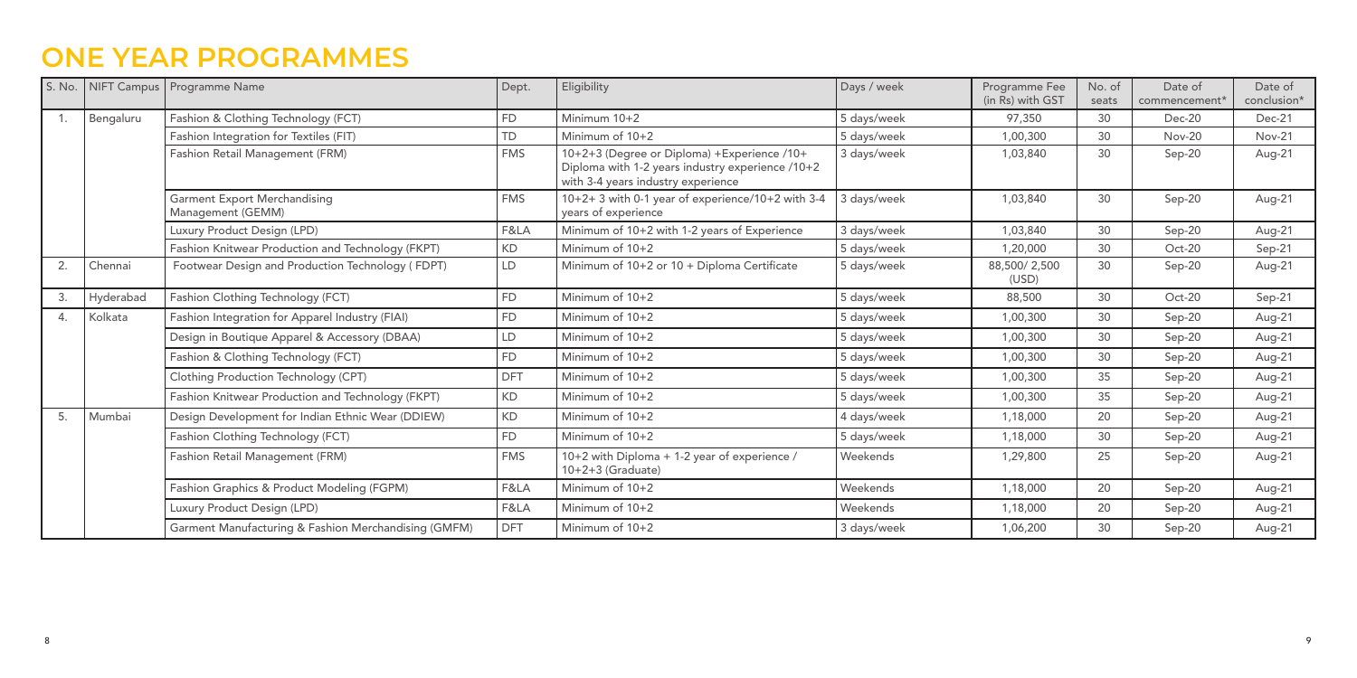# ONE YEAR PROGRAMMES

| S. No. | NIFT Campus | Programme Name | Dept. | Eligibility | Days / week | Programme Fee (in Rs) with GST | No. of seats | Date of commencement* | Date of conclusion* |
|---|---|---|---|---|---|---|---|---|---|
| 1. | Bengaluru | Fashion & Clothing Technology (FCT) | FD | Minimum 10+2 | 5 days/week | 97,350 | 30 | Dec-20 | Dec-21 |
| | | Fashion Integration for Textiles (FIT) | TD | Minimum of 10+2 | 5 days/week | 1,00,300 | 30 | Nov-20 | Nov-21 |
| | | Fashion Retail Management (FRM) | FMS | 10+2+3 (Degree or Diploma) +Experience /10+ Diploma with 1-2 years industry experience /10+2 with 3-4 years industry experience | 3 days/week | 1,03,840 | 30 | Sep-20 | Aug-21 |
| | | Garment Export Merchandising Management (GEMM) | FMS | 10+2+ 3 with 0-1 year of experience/10+2 with 3-4 years of experience | 3 days/week | 1,03,840 | 30 | Sep-20 | Aug-21 |
| | | Luxury Product Design (LPD) | F&LA | Minimum of 10+2 with 1-2 years of Experience | 3 days/week | 1,03,840 | 30 | Sep-20 | Aug-21 |
| | | Fashion Knitwear Production and Technology (FKPT) | KD | Minimum of 10+2 | 5 days/week | 1,20,000 | 30 | Oct-20 | Sep-21 |
| 2. | Chennai | Footwear Design and Production Technology ( FDPT) | LD | Minimum of 10+2 or 10 + Diploma Certificate | 5 days/week | 88,500/ 2,500 (USD) | 30 | Sep-20 | Aug-21 |
| 3. | Hyderabad | Fashion Clothing Technology (FCT) | FD | Minimum of 10+2 | 5 days/week | 88,500 | 30 | Oct-20 | Sep-21 |
| 4. | Kolkata | Fashion Integration for Apparel Industry (FIAI) | FD | Minimum of 10+2 | 5 days/week | 1,00,300 | 30 | Sep-20 | Aug-21 |
| | | Design in Boutique Apparel & Accessory (DBAA) | LD | Minimum of 10+2 | 5 days/week | 1,00,300 | 30 | Sep-20 | Aug-21 |
| | | Fashion & Clothing Technology (FCT) | FD | Minimum of 10+2 | 5 days/week | 1,00,300 | 30 | Sep-20 | Aug-21 |
| | | Clothing Production Technology (CPT) | DFT | Minimum of 10+2 | 5 days/week | 1,00,300 | 35 | Sep-20 | Aug-21 |
| | | Fashion Knitwear Production and Technology (FKPT) | KD | Minimum of 10+2 | 5 days/week | 1,00,300 | 35 | Sep-20 | Aug-21 |
| 5. | Mumbai | Design Development for Indian Ethnic Wear (DDIEW) | KD | Minimum of 10+2 | 4 days/week | 1,18,000 | 20 | Sep-20 | Aug-21 |
| | | Fashion Clothing Technology (FCT) | FD | Minimum of 10+2 | 5 days/week | 1,18,000 | 30 | Sep-20 | Aug-21 |
| | | Fashion Retail Management (FRM) | FMS | 10+2 with Diploma + 1-2 year of experience / 10+2+3 (Graduate) | Weekends | 1,29,800 | 25 | Sep-20 | Aug-21 |
| | | Fashion Graphics & Product Modeling (FGPM) | F&LA | Minimum of 10+2 | Weekends | 1,18,000 | 20 | Sep-20 | Aug-21 |
| | | Luxury Product Design (LPD) | F&LA | Minimum of 10+2 | Weekends | 1,18,000 | 20 | Sep-20 | Aug-21 |
| | | Garment Manufacturing & Fashion Merchandising (GMFM) | DFT | Minimum of 10+2 | 3 days/week | 1,06,200 | 30 | Sep-20 | Aug-21 |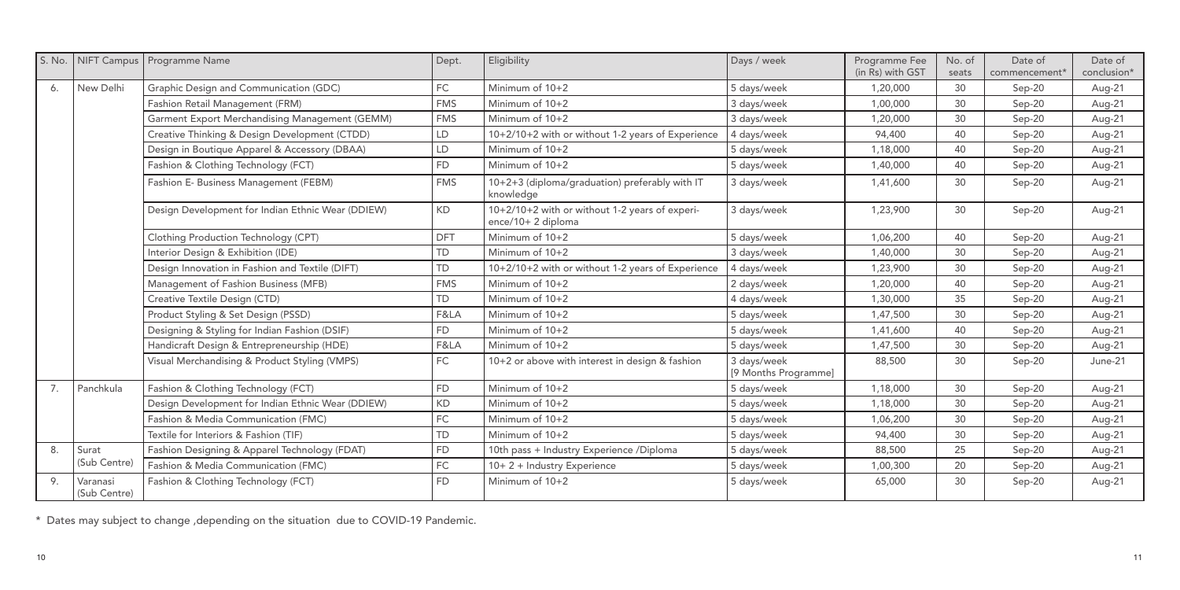| S. No. | NIFT Campus | Programme Name | Dept. | Eligibility | Days / week | Programme Fee (in Rs) with GST | No. of seats | Date of commencement* | Date of conclusion* |
|---|---|---|---|---|---|---|---|---|---|
| 6. | New Delhi | Graphic Design and Communication (GDC) | FC | Minimum of 10+2 | 5 days/week | 1,20,000 | 30 | Sep-20 | Aug-21 |
| | | Fashion Retail Management (FRM) | FMS | Minimum of 10+2 | 3 days/week | 1,00,000 | 30 | Sep-20 | Aug-21 |
| | | Garment Export Merchandising Management (GEMM) | FMS | Minimum of 10+2 | 3 days/week | 1,20,000 | 30 | Sep-20 | Aug-21 |
| | | Creative Thinking & Design Development (CTDD) | LD | 10+2/10+2 with or without 1-2 years of Experience | 4 days/week | 94,400 | 40 | Sep-20 | Aug-21 |
| | | Design in Boutique Apparel & Accessory (DBAA) | LD | Minimum of 10+2 | 5 days/week | 1,18,000 | 40 | Sep-20 | Aug-21 |
| | | Fashion & Clothing Technology (FCT) | FD | Minimum of 10+2 | 5 days/week | 1,40,000 | 40 | Sep-20 | Aug-21 |
| | | Fashion E- Business Management (FEBM) | FMS | 10+2+3 (diploma/graduation) preferably with IT knowledge | 3 days/week | 1,41,600 | 30 | Sep-20 | Aug-21 |
| | | Design Development for Indian Ethnic Wear (DDIEW) | KD | 10+2/10+2 with or without 1-2 years of experience/10+ 2 diploma | 3 days/week | 1,23,900 | 30 | Sep-20 | Aug-21 |
| | | Clothing Production Technology (CPT) | DFT | Minimum of 10+2 | 5 days/week | 1,06,200 | 40 | Sep-20 | Aug-21 |
| | | Interior Design & Exhibition (IDE) | TD | Minimum of 10+2 | 3 days/week | 1,40,000 | 30 | Sep-20 | Aug-21 |
| | | Design Innovation in Fashion and Textile (DIFT) | TD | 10+2/10+2 with or without 1-2 years of Experience | 4 days/week | 1,23,900 | 30 | Sep-20 | Aug-21 |
| | | Management of Fashion Business (MFB) | FMS | Minimum of 10+2 | 2 days/week | 1,20,000 | 40 | Sep-20 | Aug-21 |
| | | Creative Textile Design (CTD) | TD | Minimum of 10+2 | 4 days/week | 1,30,000 | 35 | Sep-20 | Aug-21 |
| | | Product Styling & Set Design (PSSD) | F&LA | Minimum of 10+2 | 5 days/week | 1,47,500 | 30 | Sep-20 | Aug-21 |
| | | Designing & Styling for Indian Fashion (DSIF) | FD | Minimum of 10+2 | 5 days/week | 1,41,600 | 40 | Sep-20 | Aug-21 |
| | | Handicraft Design & Entrepreneurship (HDE) | F&LA | Minimum of 10+2 | 5 days/week | 1,47,500 | 30 | Sep-20 | Aug-21 |
| | | Visual Merchandising & Product Styling (VMPS) | FC | 10+2 or above with interest in design & fashion | 3 days/week [9 Months Programme] | 88,500 | 30 | Sep-20 | June-21 |
| 7. | Panchkula | Fashion & Clothing Technology (FCT) | FD | Minimum of 10+2 | 5 days/week | 1,18,000 | 30 | Sep-20 | Aug-21 |
| | | Design Development for Indian Ethnic Wear (DDIEW) | KD | Minimum of 10+2 | 5 days/week | 1,18,000 | 30 | Sep-20 | Aug-21 |
| | | Fashion & Media Communication (FMC) | FC | Minimum of 10+2 | 5 days/week | 1,06,200 | 30 | Sep-20 | Aug-21 |
| | | Textile for Interiors & Fashion (TIF) | TD | Minimum of 10+2 | 5 days/week | 94,400 | 30 | Sep-20 | Aug-21 |
| 8. | Surat (Sub Centre) | Fashion Designing & Apparel Technology (FDAT) | FD | 10th pass + Industry Experience /Diploma | 5 days/week | 88,500 | 25 | Sep-20 | Aug-21 |
| | | Fashion & Media Communication (FMC) | FC | 10+ 2 + Industry Experience | 5 days/week | 1,00,300 | 20 | Sep-20 | Aug-21 |
| 9. | Varanasi (Sub Centre) | Fashion & Clothing Technology (FCT) | FD | Minimum of 10+2 | 5 days/week | 65,000 | 30 | Sep-20 | Aug-21 |

* Dates may subject to change ,depending on the situation due to COVID-19 Pandemic.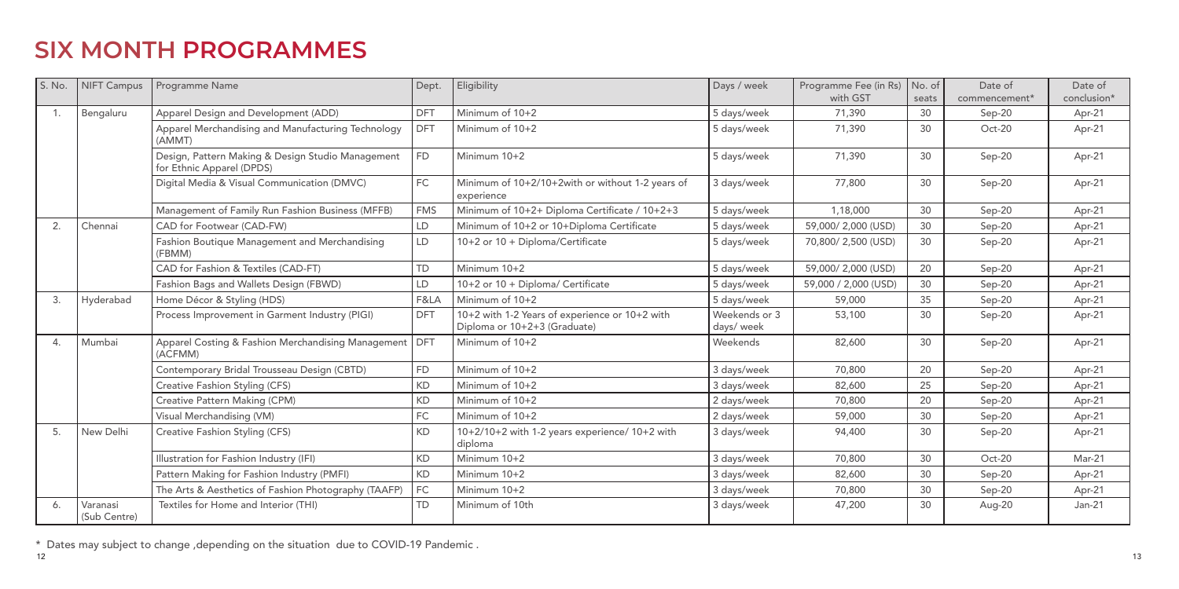# SIX MONTH PROGRAMMES

| S. No. | NIFT Campus | Programme Name | Dept. | Eligibility | Days / week | Programme Fee (in Rs) with GST | No. of seats | Date of commencement* | Date of conclusion* |
|---|---|---|---|---|---|---|---|---|---|
| 1. | Bengaluru | Apparel Design and Development (ADD) | DFT | Minimum of 10+2 | 5 days/week | 71,390 | 30 | Sep-20 | Apr-21 |
| | | Apparel Merchandising and Manufacturing Technology (AMMT) | DFT | Minimum of 10+2 | 5 days/week | 71,390 | 30 | Oct-20 | Apr-21 |
| | | Design, Pattern Making & Design Studio Management for Ethnic Apparel (DPDS) | FD | Minimum 10+2 | 5 days/week | 71,390 | 30 | Sep-20 | Apr-21 |
| | | Digital Media & Visual Communication (DMVC) | FC | Minimum of 10+2/10+2with or without 1-2 years of experience | 3 days/week | 77,800 | 30 | Sep-20 | Apr-21 |
| | | Management of Family Run Fashion Business (MFFB) | FMS | Minimum of 10+2+ Diploma Certificate / 10+2+3 | 5 days/week | 1,18,000 | 30 | Sep-20 | Apr-21 |
| 2. | Chennai | CAD for Footwear (CAD-FW) | LD | Minimum of 10+2 or 10+Diploma Certificate | 5 days/week | 59,000/ 2,000 (USD) | 30 | Sep-20 | Apr-21 |
| | | Fashion Boutique Management and Merchandising (FBMM) | LD | 10+2 or 10 + Diploma/Certificate | 5 days/week | 70,800/ 2,500 (USD) | 30 | Sep-20 | Apr-21 |
| | | CAD for Fashion & Textiles (CAD-FT) | TD | Minimum 10+2 | 5 days/week | 59,000/ 2,000 (USD) | 20 | Sep-20 | Apr-21 |
| | | Fashion Bags and Wallets Design (FBWD) | LD | 10+2 or 10 + Diploma/ Certificate | 5 days/week | 59,000 / 2,000 (USD) | 30 | Sep-20 | Apr-21 |
| 3. | Hyderabad | Home Décor & Styling (HDS) | F&LA | Minimum of 10+2 | 5 days/week | 59,000 | 35 | Sep-20 | Apr-21 |
| | | Process Improvement in Garment Industry (PIGI) | DFT | 10+2 with 1-2 Years of experience or 10+2 with Diploma or 10+2+3 (Graduate) | Weekends or 3 days/ week | 53,100 | 30 | Sep-20 | Apr-21 |
| 4. | Mumbai | Apparel Costing & Fashion Merchandising Management (ACFMM) | DFT | Minimum of 10+2 | Weekends | 82,600 | 30 | Sep-20 | Apr-21 |
| | | Contemporary Bridal Trousseau Design (CBTD) | FD | Minimum of 10+2 | 3 days/week | 70,800 | 20 | Sep-20 | Apr-21 |
| | | Creative Fashion Styling (CFS) | KD | Minimum of 10+2 | 3 days/week | 82,600 | 25 | Sep-20 | Apr-21 |
| | | Creative Pattern Making (CPM) | KD | Minimum of 10+2 | 2 days/week | 70,800 | 20 | Sep-20 | Apr-21 |
| | | Visual Merchandising (VM) | FC | Minimum of 10+2 | 2 days/week | 59,000 | 30 | Sep-20 | Apr-21 |
| 5. | New Delhi | Creative Fashion Styling (CFS) | KD | 10+2/10+2 with 1-2 years experience/ 10+2 with diploma | 3 days/week | 94,400 | 30 | Sep-20 | Apr-21 |
| | | Illustration for Fashion Industry (IFI) | KD | Minimum 10+2 | 3 days/week | 70,800 | 30 | Oct-20 | Mar-21 |
| | | Pattern Making for Fashion Industry (PMFI) | KD | Minimum 10+2 | 3 days/week | 82,600 | 30 | Sep-20 | Apr-21 |
| | | The Arts & Aesthetics of Fashion Photography (TAAFP) | FC | Minimum 10+2 | 3 days/week | 70,800 | 30 | Sep-20 | Apr-21 |
| 6. | Varanasi (Sub Centre) | Textiles for Home and Interior (THI) | TD | Minimum of 10th | 3 days/week | 47,200 | 30 | Aug-20 | Jan-21 |

* Dates may subject to change ,depending on the situation due to COVID-19 Pandemic .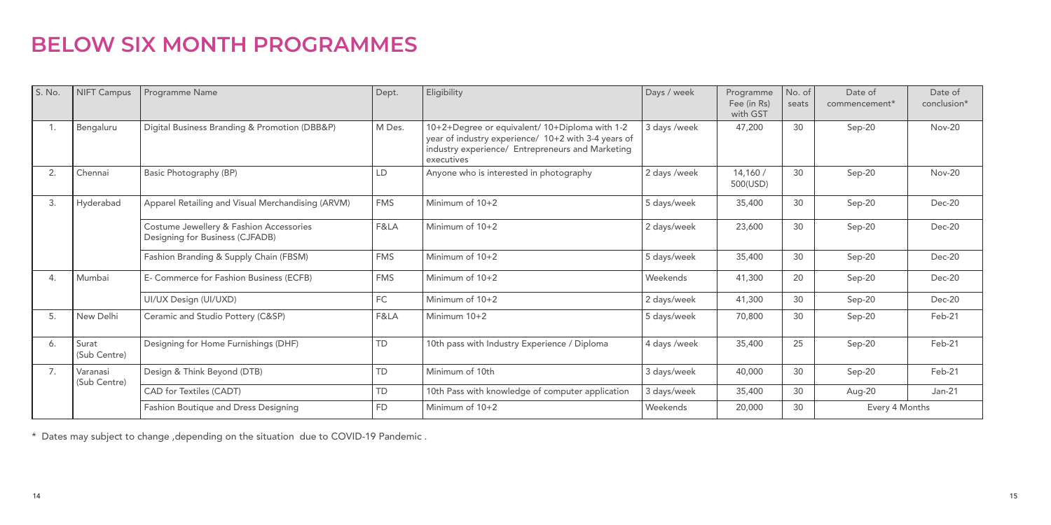# BELOW SIX MONTH PROGRAMMES

| S. No. | NIFT Campus | Programme Name | Dept. | Eligibility | Days / week | Programme Fee (in Rs) with GST | No. of seats | Date of commencement* | Date of conclusion* |
|---|---|---|---|---|---|---|---|---|---|
| 1. | Bengaluru | Digital Business Branding & Promotion (DBB&P) | M Des. | 10+2+Degree or equivalent/ 10+Diploma with 1-2 year of industry experience/ 10+2 with 3-4 years of industry experience/ Entrepreneurs and Marketing executives | 3 days /week | 47,200 | 30 | Sep-20 | Nov-20 |
| 2. | Chennai | Basic Photography (BP) | LD | Anyone who is interested in photography | 2 days /week | 14,160 / 500(USD) | 30 | Sep-20 | Nov-20 |
| 3. | Hyderabad | Apparel Retailing and Visual Merchandising (ARVM) | FMS | Minimum of 10+2 | 5 days/week | 35,400 | 30 | Sep-20 | Dec-20 |
| | | Costume Jewellery & Fashion Accessories Designing for Business (CJFADB) | F&LA | Minimum of 10+2 | 2 days/week | 23,600 | 30 | Sep-20 | Dec-20 |
| | | Fashion Branding & Supply Chain (FBSM) | FMS | Minimum of 10+2 | 5 days/week | 35,400 | 30 | Sep-20 | Dec-20 |
| 4. | Mumbai | E- Commerce for Fashion Business (ECFB) | FMS | Minimum of 10+2 | Weekends | 41,300 | 20 | Sep-20 | Dec-20 |
| | | UI/UX Design (UI/UXD) | FC | Minimum of 10+2 | 2 days/week | 41,300 | 30 | Sep-20 | Dec-20 |
| 5. | New Delhi | Ceramic and Studio Pottery (C&SP) | F&LA | Minimum 10+2 | 5 days/week | 70,800 | 30 | Sep-20 | Feb-21 |
| 6. | Surat (Sub Centre) | Designing for Home Furnishings (DHF) | TD | 10th pass with Industry Experience / Diploma | 4 days /week | 35,400 | 25 | Sep-20 | Feb-21 |
| 7. | Varanasi (Sub Centre) | Design & Think Beyond (DTB) | TD | Minimum of 10th | 3 days/week | 40,000 | 30 | Sep-20 | Feb-21 |
| | | CAD for Textiles (CADT) | TD | 10th Pass with knowledge of computer application | 3 days/week | 35,400 | 30 | Aug-20 | Jan-21 |
| | | Fashion Boutique and Dress Designing | FD | Minimum of 10+2 | Weekends | 20,000 | 30 | Every 4 Months | |

* Dates may subject to change ,depending on the situation due to COVID-19 Pandemic .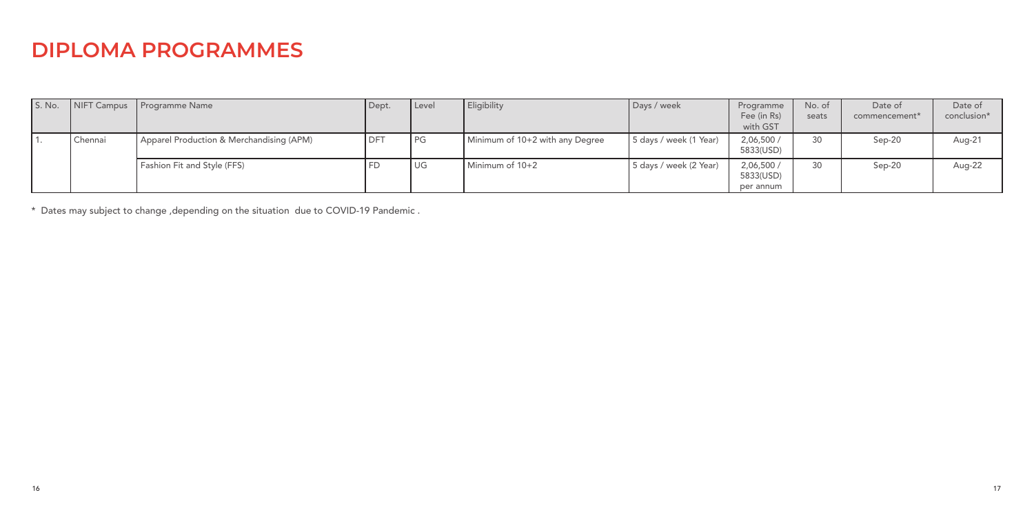# DIPLOMA PROGRAMMES

| S. No. | NIFT Campus | Programme Name | Dept. | Level | Eligibility | Days / week | Programme Fee (in Rs) with GST | No. of seats | Date of commencement* | Date of conclusion* |
|---|---|---|---|---|---|---|---|---|---|---|
| 1. | Chennai | Apparel Production & Merchandising (APM) | DFT | PG | Minimum of 10+2 with any Degree | 5 days / week (1 Year) | 2,06,500 / 5833(USD) | 30 | Sep-20 | Aug-21 |
| | | Fashion Fit and Style (FFS) | FD | UG | Minimum of 10+2 | 5 days / week (2 Year) | 2,06,500 / 5833(USD) per annum | 30 | Sep-20 | Aug-22 |

* Dates may subject to change ,depending on the situation due to COVID-19 Pandemic .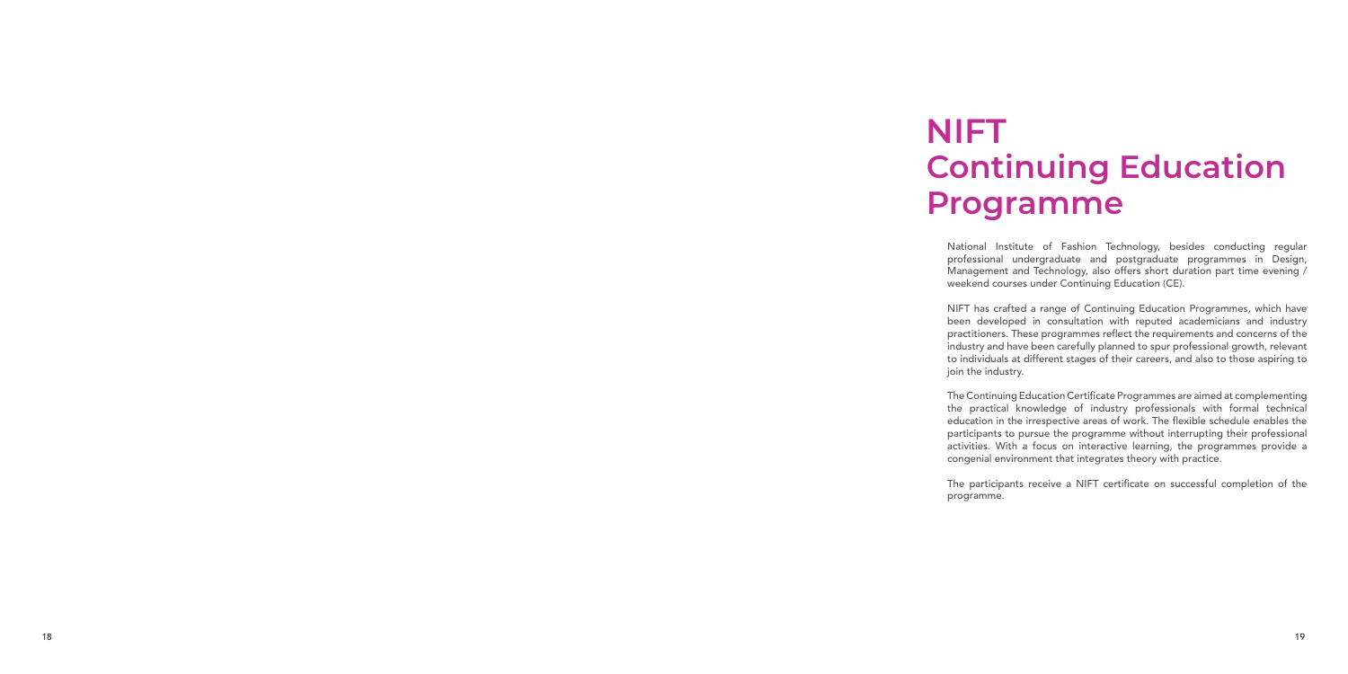# NIFT Continuing Education Programme

National Institute of Fashion Technology, besides conducting regular professional undergraduate and postgraduate programmes in Design, Management and Technology, also offers short duration part time evening / weekend courses under Continuing Education (CE).

NIFT has crafted a range of Continuing Education Programmes, which have been developed in consultation with reputed academicians and industry practitioners. These programmes reflect the requirements and concerns of the industry and have been carefully planned to spur professional growth, relevant to individuals at different stages of their careers, and also to those aspiring to join the industry.

The Continuing Education Certificate Programmes are aimed at complementing the practical knowledge of industry professionals with formal technical education in the irrespective areas of work. The flexible schedule enables the participants to pursue the programme without interrupting their professional activities. With a focus on interactive learning, the programmes provide a congenial environment that integrates theory with practice.

The participants receive a NIFT certificate on successful completion of the programme.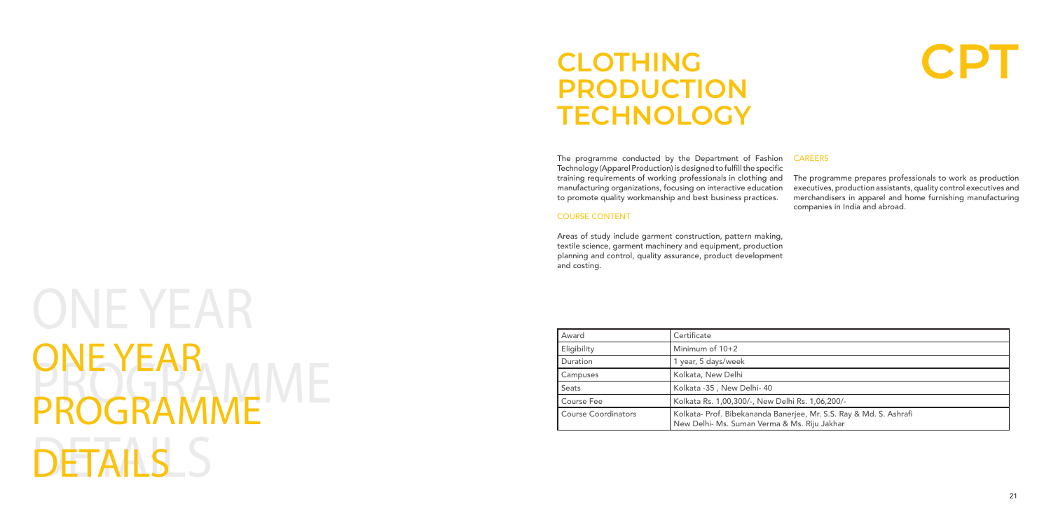# ONE YEAR PROGRAMME DETAILS

# CLOTHING PRODUCTION TECHNOLOGY

# CPT

The programme conducted by the Department of Fashion Technology (Apparel Production) is designed to fulfill the specific training requirements of working professionals in clothing and manufacturing organizations, focusing on interactive education to promote quality workmanship and best business practices.

### COURSE CONTENT

Areas of study include garment construction, pattern making, textile science, garment machinery and equipment, production planning and control, quality assurance, product development and costing.

### CAREERS

The programme prepares professionals to work as production executives, production assistants, quality control executives and merchandisers in apparel and home furnishing manufacturing companies in India and abroad.

| Award | Certificate |
|---|---|
| Eligibility | Minimum of 10+2 |
| Duration | 1 year, 5 days/week |
| Campuses | Kolkata, New Delhi |
| Seats | Kolkata -35 , New Delhi- 40 |
| Course Fee | Kolkata Rs. 1,00,300/-, New Delhi Rs. 1,06,200/- |
| Course Coordinators | Kolkata- Prof. Bibekananda Banerjee, Mr. S.S. Ray & Md. S. Ashrafi<br>New Delhi- Ms. Suman Verma & Ms. Riju Jakhar |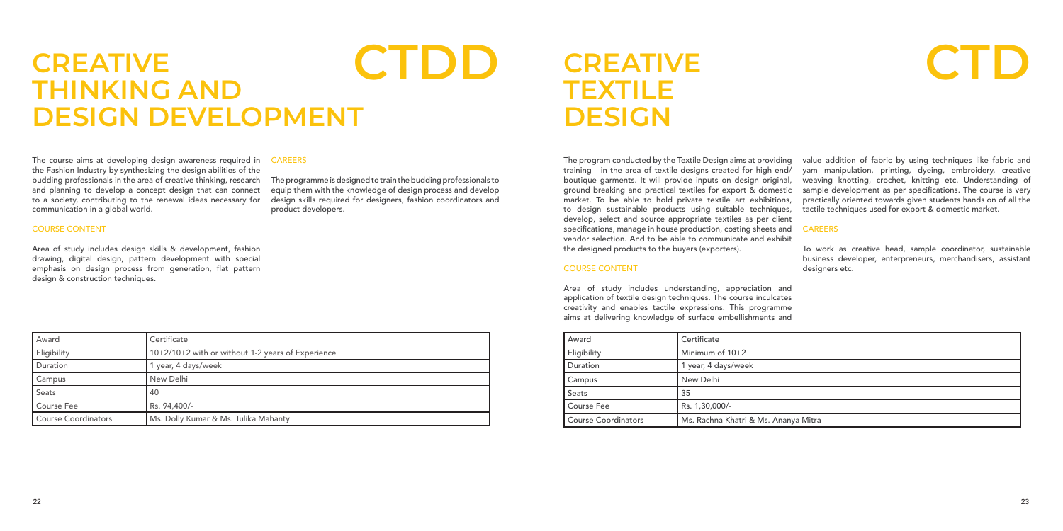# CREATIVE THINKING AND DESIGN DEVELOPMENT

## CTDD

The course aims at developing design awareness required in the Fashion Industry by synthesizing the design abilities of the budding professionals in the area of creative thinking, research and planning to develop a concept design that can connect to a society, contributing to the renewal ideas necessary for communication in a global world.

### COURSE CONTENT

Area of study includes design skills & development, fashion drawing, digital design, pattern development with special emphasis on design process from generation, flat pattern design & construction techniques.

### CAREERS

The programme is designed to train the budding professionals to equip them with the knowledge of design process and develop design skills required for designers, fashion coordinators and product developers.

| Award | Certificate |
|---|---|
| Eligibility | 10+2/10+2 with or without 1-2 years of Experience |
| Duration | 1 year, 4 days/week |
| Campus | New Delhi |
| Seats | 40 |
| Course Fee | Rs. 94,400/- |
| Course Coordinators | Ms. Dolly Kumar & Ms. Tulika Mahanty |

# CREATIVE TEXTILE DESIGN

## CTD

The program conducted by the Textile Design aims at providing training in the area of textile designs created for high end/ boutique garments. It will provide inputs on design original, ground breaking and practical textiles for export & domestic market. To be able to hold private textile art exhibitions, to design sustainable products using suitable techniques, develop, select and source appropriate textiles as per client specifications, manage in house production, costing sheets and vendor selection. And to be able to communicate and exhibit the designed products to the buyers (exporters).

### COURSE CONTENT

Area of study includes understanding, appreciation and application of textile design techniques. The course inculcates creativity and enables tactile expressions. This programme aims at delivering knowledge of surface embellishments and value addition of fabric by using techniques like fabric and yarn manipulation, printing, dyeing, embroidery, creative weaving knotting, crochet, knitting etc. Understanding of sample development as per specifications. The course is very practically oriented towards given students hands on of all the tactile techniques used for export & domestic market.

### CAREERS

To work as creative head, sample coordinator, sustainable business developer, enterpreneurs, merchandisers, assistant designers etc.

| Award | Certificate |
|---|---|
| Eligibility | Minimum of 10+2 |
| Duration | 1 year, 4 days/week |
| Campus | New Delhi |
| Seats | 35 |
| Course Fee | Rs. 1,30,000/- |
| Course Coordinators | Ms. Rachna Khatri & Ms. Ananya Mitra |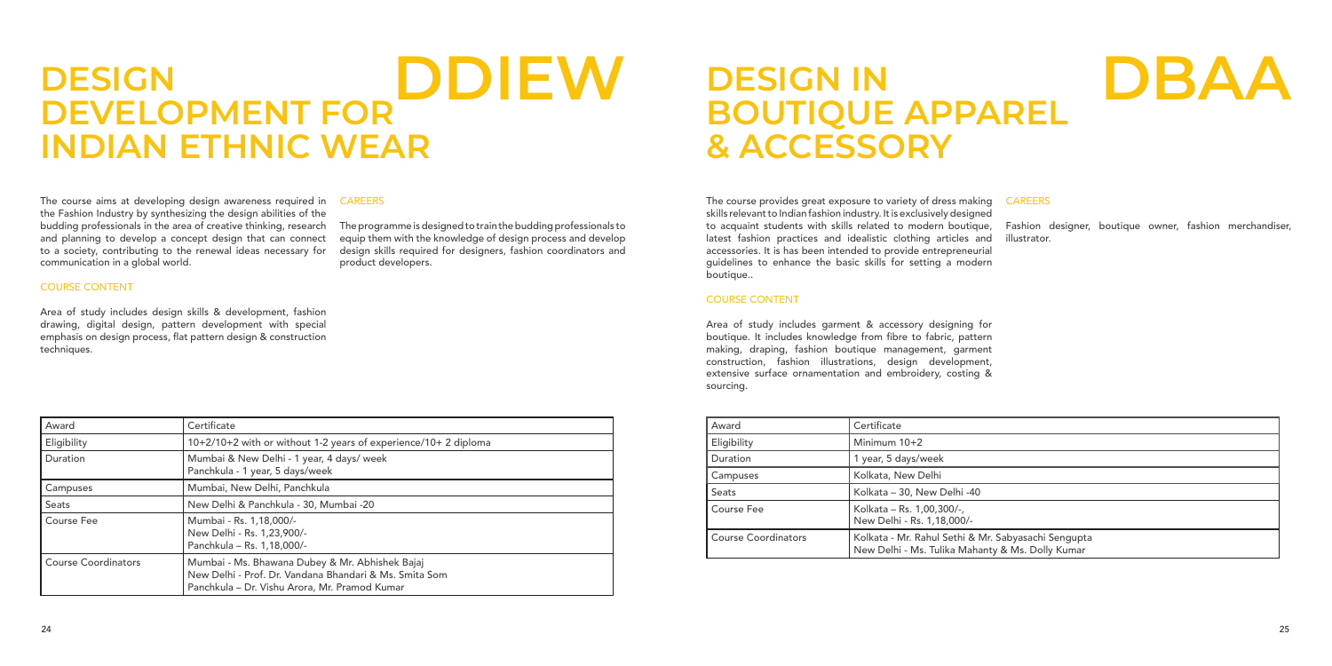# DESIGN DEVELOPMENT FOR INDIAN ETHNIC WEAR

## DDIEW

The course aims at developing design awareness required in the Fashion Industry by synthesizing the design abilities of the budding professionals in the area of creative thinking, research and planning to develop a concept design that can connect to a society, contributing to the renewal ideas necessary for communication in a global world.

### COURSE CONTENT

Area of study includes design skills & development, fashion drawing, digital design, pattern development with special emphasis on design process, flat pattern design & construction techniques.

### CAREERS

The programme is designed to train the budding professionals to equip them with the knowledge of design process and develop design skills required for designers, fashion coordinators and product developers.

| Award | Certificate |
|---|---|
| Eligibility | 10+2/10+2 with or without 1-2 years of experience/10+ 2 diploma |
| Duration | Mumbai & New Delhi - 1 year, 4 days/ week<br>Panchkula - 1 year, 5 days/week |
| Campuses | Mumbai, New Delhi, Panchkula |
| Seats | New Delhi & Panchkula - 30, Mumbai -20 |
| Course Fee | Mumbai - Rs. 1,18,000/-<br>New Delhi - Rs. 1,23,900/-<br>Panchkula – Rs. 1,18,000/- |
| Course Coordinators | Mumbai - Ms. Bhawana Dubey & Mr. Abhishek Bajaj<br>New Delhi - Prof. Dr. Vandana Bhandari & Ms. Smita Som<br>Panchkula – Dr. Vishu Arora, Mr. Pramod Kumar |

# DESIGN IN BOUTIQUE APPAREL & ACCESSORY

## DBAA

The course provides great exposure to variety of dress making skills relevant to Indian fashion industry. It is exclusively designed to acquaint students with skills related to modern boutique, latest fashion practices and idealistic clothing articles and accessories. It is has been intended to provide entrepreneurial guidelines to enhance the basic skills for setting a modern boutique..

### COURSE CONTENT

Area of study includes garment & accessory designing for boutique. It includes knowledge from fibre to fabric, pattern making, draping, fashion boutique management, garment construction, fashion illustrations, design development, extensive surface ornamentation and embroidery, costing & sourcing.

### CAREERS

Fashion designer, boutique owner, fashion merchandiser, illustrator.

| Award | Certificate |
|---|---|
| Eligibility | Minimum 10+2 |
| Duration | 1 year, 5 days/week |
| Campuses | Kolkata, New Delhi |
| Seats | Kolkata – 30, New Delhi -40 |
| Course Fee | Kolkata – Rs. 1,00,300/-,<br>New Delhi - Rs. 1,18,000/- |
| Course Coordinators | Kolkata - Mr. Rahul Sethi & Mr. Sabyasachi Sengupta<br>New Delhi - Ms. Tulika Mahanty & Ms. Dolly Kumar |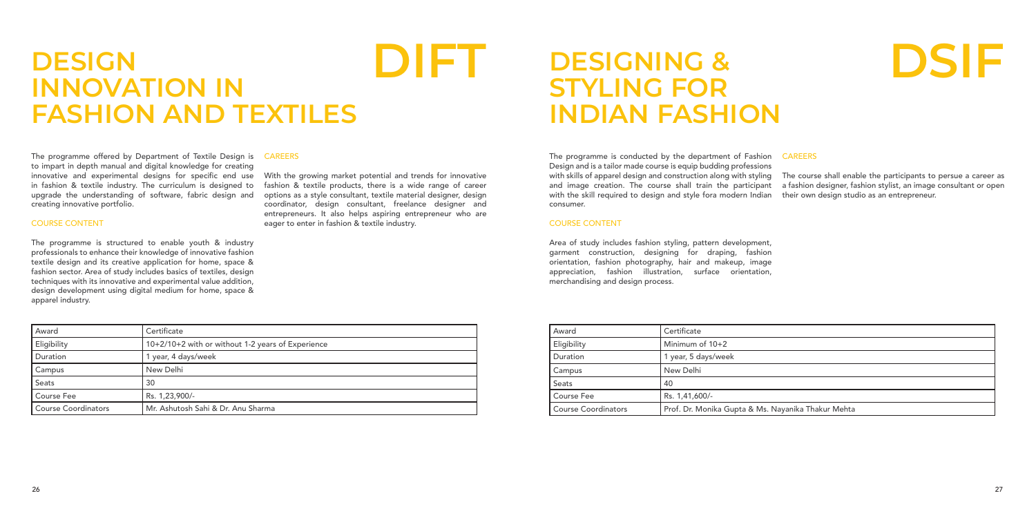# DESIGN INNOVATION IN FASHION AND TEXTILES

## DIFT

The programme offered by Department of Textile Design is to impart in depth manual and digital knowledge for creating innovative and experimental designs for specific end use in fashion & textile industry. The curriculum is designed to upgrade the understanding of software, fabric design and creating innovative portfolio.

### COURSE CONTENT

The programme is structured to enable youth & industry professionals to enhance their knowledge of innovative fashion textile design and its creative application for home, space & fashion sector. Area of study includes basics of textiles, design techniques with its innovative and experimental value addition, design development using digital medium for home, space & apparel industry.

### CAREERS

With the growing market potential and trends for innovative fashion & textile products, there is a wide range of career options as a style consultant, textile material designer, design coordinator, design consultant, freelance designer and entrepreneurs. It also helps aspiring entrepreneur who are eager to enter in fashion & textile industry.

| Award | Certificate |
|---|---|
| Eligibility | 10+2/10+2 with or without 1-2 years of Experience |
| Duration | 1 year, 4 days/week |
| Campus | New Delhi |
| Seats | 30 |
| Course Fee | Rs. 1,23,900/- |
| Course Coordinators | Mr. Ashutosh Sahi & Dr. Anu Sharma |

# DESIGNING & STYLING FOR INDIAN FASHION

## DSIF

The programme is conducted by the department of Fashion Design and is a tailor made course is equip budding professions with skills of apparel design and construction along with styling and image creation. The course shall train the participant with the skill required to design and style fora modern Indian consumer.

### COURSE CONTENT

Area of study includes fashion styling, pattern development, garment construction, designing for draping, fashion orientation, fashion photography, hair and makeup, image appreciation, fashion illustration, surface orientation, merchandising and design process.

### CAREERS

The course shall enable the participants to persue a career as a fashion designer, fashion stylist, an image consultant or open their own design studio as an entrepreneur.

| Award | Certificate |
|---|---|
| Eligibility | Minimum of 10+2 |
| Duration | 1 year, 5 days/week |
| Campus | New Delhi |
| Seats | 40 |
| Course Fee | Rs. 1,41,600/- |
| Course Coordinators | Prof. Dr. Monika Gupta & Ms. Nayanika Thakur Mehta |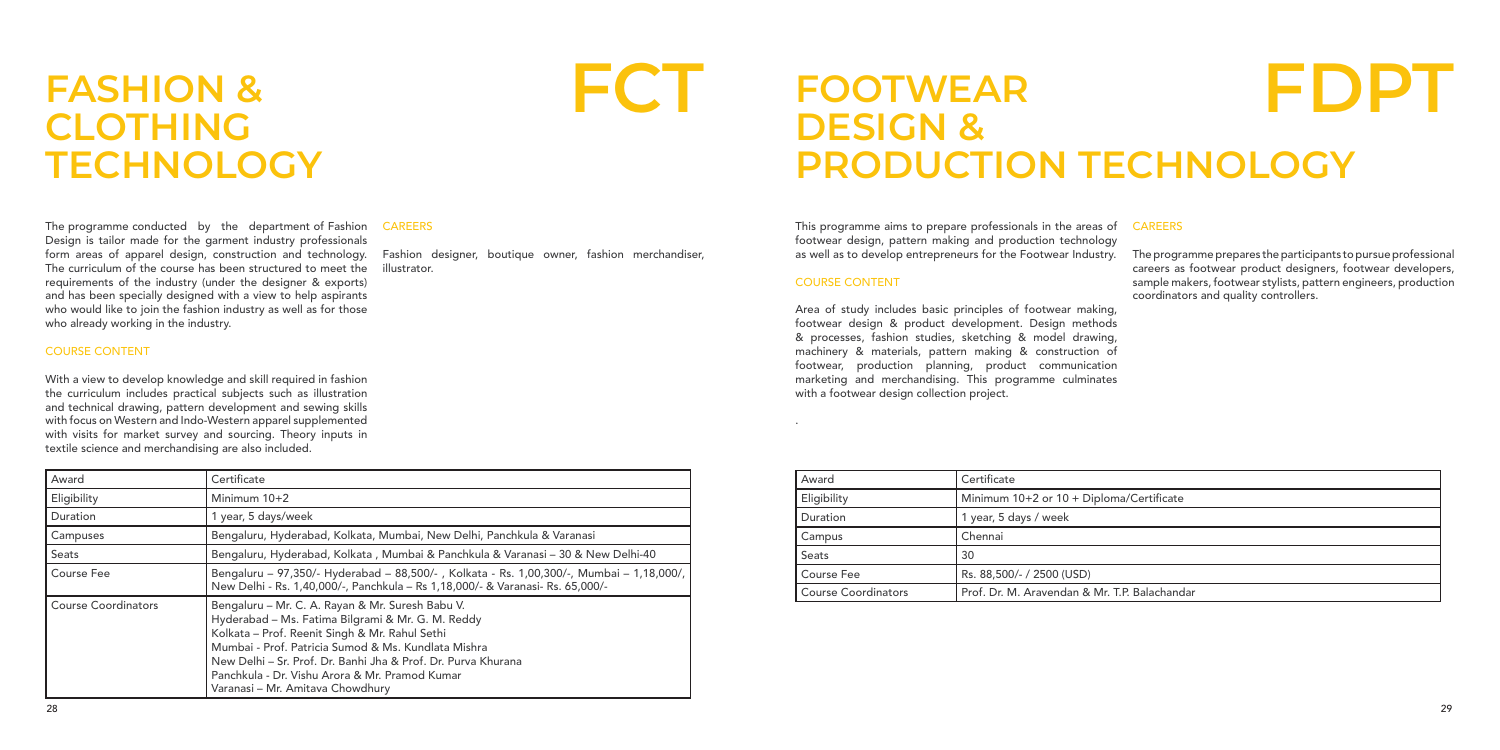# FASHION & CLOTHING TECHNOLOGY

# FCT

The programme conducted by the department of Fashion Design is tailor made for the garment industry professionals form areas of apparel design, construction and technology. The curriculum of the course has been structured to meet the requirements of the industry (under the designer & exports) and has been specially designed with a view to help aspirants who would like to join the fashion industry as well as for those who already working in the industry.

## COURSE CONTENT

With a view to develop knowledge and skill required in fashion the curriculum includes practical subjects such as illustration and technical drawing, pattern development and sewing skills with focus on Western and Indo-Western apparel supplemented with visits for market survey and sourcing. Theory inputs in textile science and merchandising are also included.

## CAREERS

Fashion designer, boutique owner, fashion merchandiser, illustrator.

| Award | Certificate |
|---|---|
| Eligibility | Minimum 10+2 |
| Duration | 1 year, 5 days/week |
| Campuses | Bengaluru, Hyderabad, Kolkata, Mumbai, New Delhi, Panchkula & Varanasi |
| Seats | Bengaluru, Hyderabad, Kolkata , Mumbai & Panchkula & Varanasi – 30 & New Delhi-40 |
| Course Fee | Bengaluru – 97,350/- Hyderabad – 88,500/- , Kolkata - Rs. 1,00,300/-, Mumbai – 1,18,000/, New Delhi - Rs. 1,40,000/-, Panchkula – Rs 1,18,000/- & Varanasi- Rs. 65,000/- |
| Course Coordinators | Bengaluru – Mr. C. A. Rayan & Mr. Suresh Babu V.<br>Hyderabad – Ms. Fatima Bilgrami & Mr. G. M. Reddy<br>Kolkata – Prof. Reenit Singh & Mr. Rahul Sethi<br>Mumbai - Prof. Patricia Sumod & Ms. Kundlata Mishra<br>New Delhi – Sr. Prof. Dr. Banhi Jha & Prof. Dr. Purva Khurana<br>Panchkula - Dr. Vishu Arora & Mr. Pramod Kumar<br>Varanasi – Mr. Amitava Chowdhury |

# FOOTWEAR DESIGN & PRODUCTION TECHNOLOGY

# FDPT

This programme aims to prepare professionals in the areas of footwear design, pattern making and production technology as well as to develop entrepreneurs for the Footwear Industry.

## COURSE CONTENT

Area of study includes basic principles of footwear making, footwear design & product development. Design methods & processes, fashion studies, sketching & model drawing, machinery & materials, pattern making & construction of footwear, production planning, product communication marketing and merchandising. This programme culminates with a footwear design collection project.

## CAREERS

The programme prepares the participants to pursue professional careers as footwear product designers, footwear developers, sample makers, footwear stylists, pattern engineers, production coordinators and quality controllers.

| Award | Certificate |
|---|---|
| Eligibility | Minimum 10+2 or 10 + Diploma/Certificate |
| Duration | 1 year, 5 days / week |
| Campus | Chennai |
| Seats | 30 |
| Course Fee | Rs. 88,500/- / 2500 (USD) |
| Course Coordinators | Prof. Dr. M. Aravendan & Mr. T.P. Balachandar |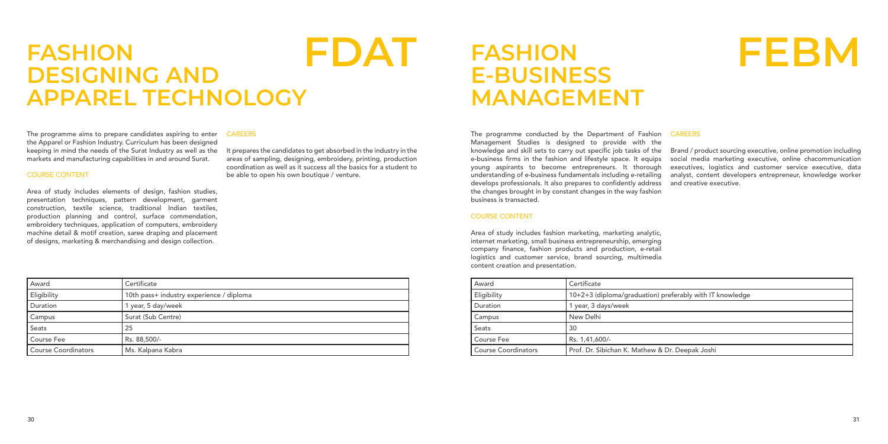# FASHION DESIGNING AND APPAREL TECHNOLOGY

# FDAT

The programme aims to prepare candidates aspiring to enter the Apparel or Fashion Industry. Curriculum has been designed keeping in mind the needs of the Surat Industry as well as the markets and manufacturing capabilities in and around Surat.

## COURSE CONTENT

Area of study includes elements of design, fashion studies, presentation techniques, pattern development, garment construction, textile science, traditional Indian textiles, production planning and control, surface commendation, embroidery techniques, application of computers, embroidery machine detail & motif creation, saree draping and placement of designs, marketing & merchandising and design collection.

## CAREERS

It prepares the candidates to get absorbed in the industry in the areas of sampling, designing, embroidery, printing, production coordination as well as it success all the basics for a student to be able to open his own boutique / venture.

| Award | Certificate |
|---|---|
| Eligibility | 10th pass+ industry experience / diploma |
| Duration | 1 year, 5 day/week |
| Campus | Surat (Sub Centre) |
| Seats | 25 |
| Course Fee | Rs. 88,500/- |
| Course Coordinators | Ms. Kalpana Kabra |

# FASHION E-BUSINESS MANAGEMENT

# FEBM

The programme conducted by the Department of Fashion Management Studies is designed to provide with the knowledge and skill sets to carry out specific job tasks of the e-business firms in the fashion and lifestyle space. It equips young aspirants to become entrepreneurs. It thorough understanding of e-business fundamentals including e-retailing develops professionals. It also prepares to confidently address the changes brought in by constant changes in the way fashion business is transacted.

## COURSE CONTENT

Area of study includes fashion marketing, marketing analytic, internet marketing, small business entrepreneurship, emerging company finance, fashion products and production, e-retail logistics and customer service, brand sourcing, multimedia content creation and presentation.

## CAREERS

Brand / product sourcing executive, online promotion including social media marketing executive, online chacommunication executives, logistics and customer service executive, data analyst, content developers entrepreneur, knowledge worker and creative executive.

| Award | Certificate |
|---|---|
| Eligibility | 10+2+3 (diploma/graduation) preferably with IT knowledge |
| Duration | 1 year, 3 days/week |
| Campus | New Delhi |
| Seats | 30 |
| Course Fee | Rs. 1,41,600/- |
| Course Coordinators | Prof. Dr. Sibichan K. Mathew & Dr. Deepak Joshi |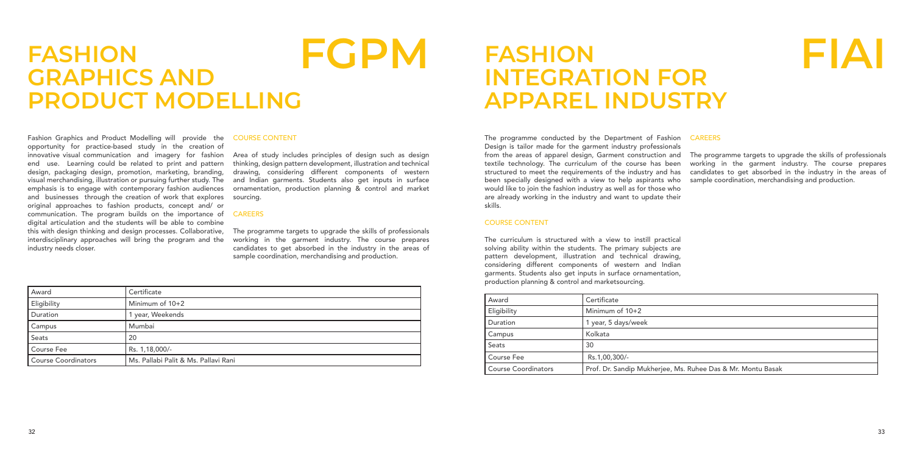# FASHION GRAPHICS AND PRODUCT MODELLING

## FGPM

Fashion Graphics and Product Modelling will provide the opportunity for practice-based study in the creation of innovative visual communication and imagery for fashion end use. Learning could be related to print and pattern design, packaging design, promotion, marketing, branding, visual merchandising, illustration or pursuing further study. The emphasis is to engage with contemporary fashion audiences and businesses through the creation of work that explores original approaches to fashion products, concept and/ or communication. The program builds on the importance of digital articulation and the students will be able to combine this with design thinking and design processes. Collaborative, interdisciplinary approaches will bring the program and the industry needs closer.

### COURSE CONTENT

Area of study includes principles of design such as design thinking, design pattern development, illustration and technical drawing, considering different components of western and Indian garments. Students also get inputs in surface ornamentation, production planning & control and market sourcing.

### CAREERS

The programme targets to upgrade the skills of professionals working in the garment industry. The course prepares candidates to get absorbed in the industry in the areas of sample coordination, merchandising and production.

| Award | Certificate |
|---|---|
| Eligibility | Minimum of 10+2 |
| Duration | 1 year, Weekends |
| Campus | Mumbai |
| Seats | 20 |
| Course Fee | Rs. 1,18,000/- |
| Course Coordinators | Ms. Pallabi Palit & Ms. Pallavi Rani |

# FASHION INTEGRATION FOR APPAREL INDUSTRY

## FIAI

The programme conducted by the Department of Fashion Design is tailor made for the garment industry professionals from the areas of apparel design, Garment construction and textile technology. The curriculum of the course has been structured to meet the requirements of the industry and has been specially designed with a view to help aspirants who would like to join the fashion industry as well as for those who are already working in the industry and want to update their skills.

### COURSE CONTENT

The curriculum is structured with a view to instill practical solving ability within the students. The primary subjects are pattern development, illustration and technical drawing, considering different components of western and Indian garments. Students also get inputs in surface ornamentation, production planning & control and marketsourcing.

### CAREERS

The programme targets to upgrade the skills of professionals working in the garment industry. The course prepares candidates to get absorbed in the industry in the areas of sample coordination, merchandising and production.

| Award | Certificate |
|---|---|
| Eligibility | Minimum of 10+2 |
| Duration | 1 year, 5 days/week |
| Campus | Kolkata |
| Seats | 30 |
| Course Fee | Rs.1,00,300/- |
| Course Coordinators | Prof. Dr. Sandip Mukherjee, Ms. Ruhee Das & Mr. Montu Basak |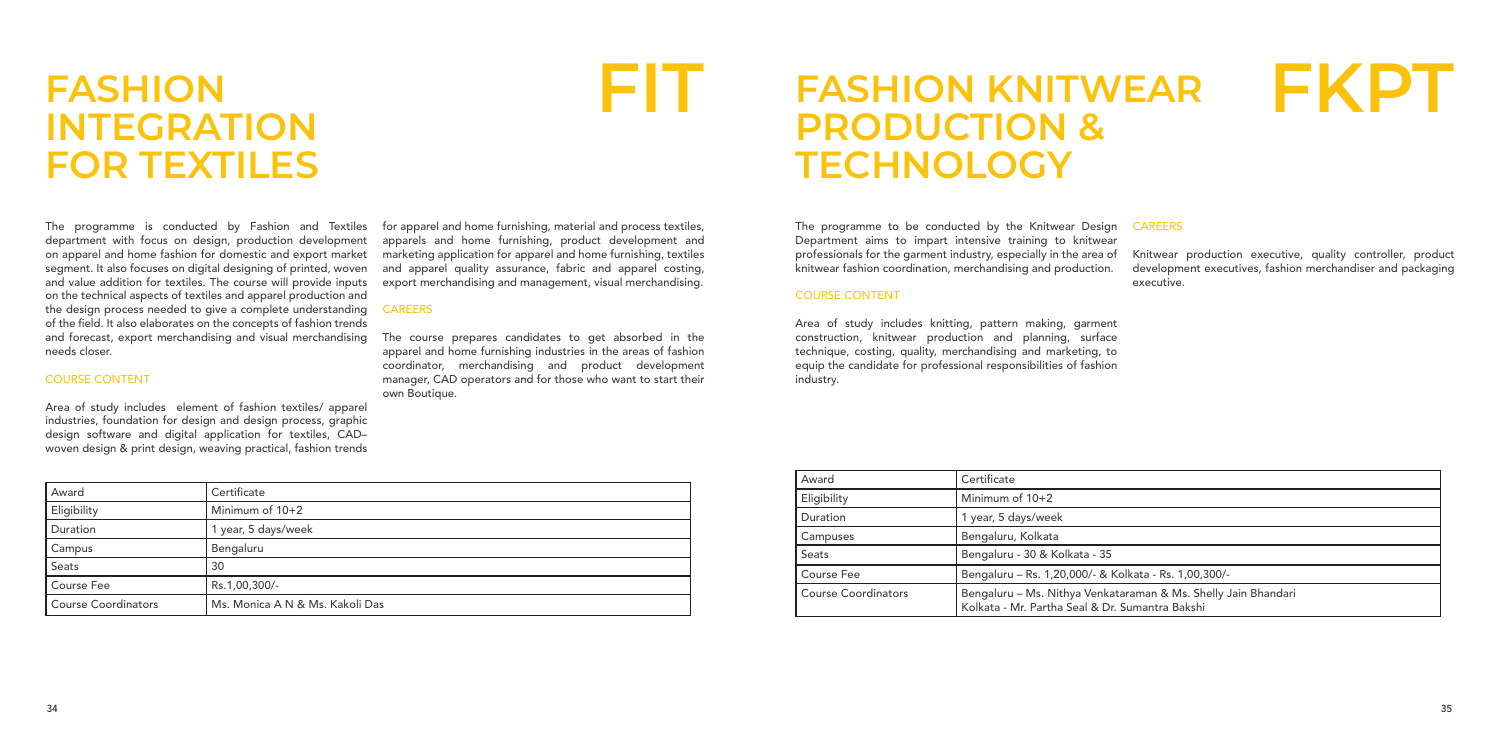# FASHION INTEGRATION FOR TEXTILES

# FIT

The programme is conducted by Fashion and Textiles department with focus on design, production development on apparel and home fashion for domestic and export market segment. It also focuses on digital designing of printed, woven and value addition for textiles. The course will provide inputs on the technical aspects of textiles and apparel production and the design process needed to give a complete understanding of the field. It also elaborates on the concepts of fashion trends and forecast, export merchandising and visual merchandising needs closer.

## COURSE CONTENT

Area of study includes element of fashion textiles/ apparel industries, foundation for design and design process, graphic design software and digital application for textiles, CAD– woven design & print design, weaving practical, fashion trends for apparel and home furnishing, material and process textiles, apparels and home furnishing, product development and marketing application for apparel and home furnishing, textiles and apparel quality assurance, fabric and apparel costing, export merchandising and management, visual merchandising.

## CAREERS

The course prepares candidates to get absorbed in the apparel and home furnishing industries in the areas of fashion coordinator, merchandising and product development manager, CAD operators and for those who want to start their own Boutique.

| Award | Certificate |
|---|---|
| Eligibility | Minimum of 10+2 |
| Duration | 1 year, 5 days/week |
| Campus | Bengaluru |
| Seats | 30 |
| Course Fee | Rs.1,00,300/- |
| Course Coordinators | Ms. Monica A N & Ms. Kakoli Das |

# FASHION KNITWEAR PRODUCTION & TECHNOLOGY

# FKPT

The programme to be conducted by the Knitwear Design Department aims to impart intensive training to knitwear professionals for the garment industry, especially in the area of knitwear fashion coordination, merchandising and production.

## COURSE CONTENT

Area of study includes knitting, pattern making, garment construction, knitwear production and planning, surface technique, costing, quality, merchandising and marketing, to equip the candidate for professional responsibilities of fashion industry.

## CAREERS

Knitwear production executive, quality controller, product development executives, fashion merchandiser and packaging executive.

| Award | Certificate |
|---|---|
| Eligibility | Minimum of 10+2 |
| Duration | 1 year, 5 days/week |
| Campuses | Bengaluru, Kolkata |
| Seats | Bengaluru - 30 & Kolkata - 35 |
| Course Fee | Bengaluru – Rs. 1,20,000/- & Kolkata - Rs. 1,00,300/- |
| Course Coordinators | Bengaluru – Ms. Nithya Venkataraman & Ms. Shelly Jain Bhandari<br>Kolkata - Mr. Partha Seal & Dr. Sumantra Bakshi |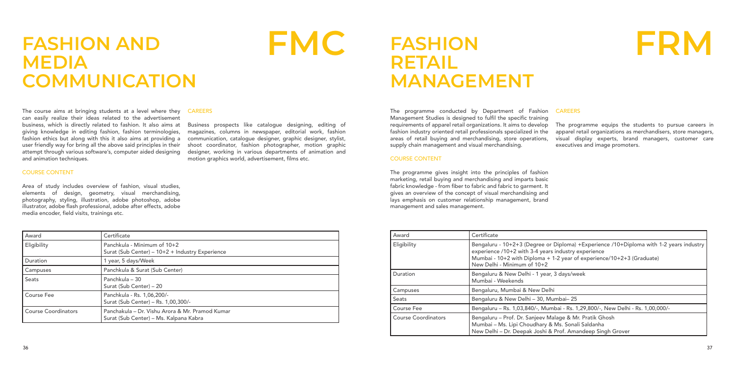# FASHION AND MEDIA COMMUNICATION

# FMC

The course aims at bringing students at a level where they can easily realize their ideas related to the advertisement business, which is directly related to fashion. It also aims at giving knowledge in editing fashion, fashion terminologies, fashion ethics but along with this it also aims at providing a user friendly way for bring all the above said principles in their attempt through various software's, computer aided designing and animation techniques.

### COURSE CONTENT

Area of study includes overview of fashion, visual studies, elements of design, geometry, visual merchandising, photography, styling, illustration, adobe photoshop, adobe illustrator, adobe flash professional, adobe after effects, adobe media encoder, field visits, trainings etc.

### CAREERS

Business prospects like catalogue designing, editing of magazines, columns in newspaper, editorial work, fashion communication, catalogue designer, graphic designer, stylist, shoot coordinator, fashion photographer, motion graphic designer, working in various departments of animation and motion graphics world, advertisement, films etc.

| Award | Certificate |
|---|---|
| Eligibility | Panchkula - Minimum of 10+2<br>Surat (Sub Center) – 10+2 + Industry Experience |
| Duration | 1 year, 5 days/Week |
| Campuses | Panchkula & Surat (Sub Center) |
| Seats | Panchkula – 30<br>Surat (Sub Center) – 20 |
| Course Fee | Panchkula - Rs. 1,06,200/-<br>Surat (Sub Center) – Rs. 1,00,300/- |
| Course Coordinators | Panchakula – Dr. Vishu Arora & Mr. Pramod Kumar<br>Surat (Sub Center) – Ms. Kalpana Kabra |

# FASHION RETAIL MANAGEMENT

# FRM

The programme conducted by Department of Fashion Management Studies is designed to fulfil the specific training requirements of apparel retail organizations. It aims to develop fashion industry oriented retail professionals specialized in the areas of retail buying and merchandising, store operations, supply chain management and visual merchandising.

### COURSE CONTENT

The programme gives insight into the principles of fashion marketing, retail buying and merchandising and imparts basic fabric knowledge - from fiber to fabric and fabric to garment. It gives an overview of the concept of visual merchandising and lays emphasis on customer relationship management, brand management and sales management.

### CAREERS

The programme equips the students to pursue careers in apparel retail organizations as merchandisers, store managers, visual display experts, brand managers, customer care executives and image promoters.

| Award | Certificate |
|---|---|
| Eligibility | Bengaluru - 10+2+3 (Degree or Diploma) +Experience /10+Diploma with 1-2 years industry experience /10+2 with 3-4 years industry experience<br>Mumbai - 10+2 with Diploma + 1-2 year of experience/10+2+3 (Graduate)<br>New Delhi - Minimum of 10+2 |
| Duration | Bengaluru & New Delhi - 1 year, 3 days/week<br>Mumbai - Weekends |
| Campuses | Bengaluru, Mumbai & New Delhi |
| Seats | Bengaluru & New Delhi – 30, Mumbai– 25 |
| Course Fee | Bengaluru – Rs. 1,03,840/-, Mumbai - Rs. 1,29,800/-, New Delhi - Rs. 1,00,000/- |
| Course Coordinators | Bengaluru – Prof. Dr. Sanjeev Malage & Mr. Pratik Ghosh<br>Mumbai – Ms. Lipi Choudhary & Ms. Sonali Saldanha<br>New Delhi – Dr. Deepak Joshi & Prof. Amandeep Singh Grover |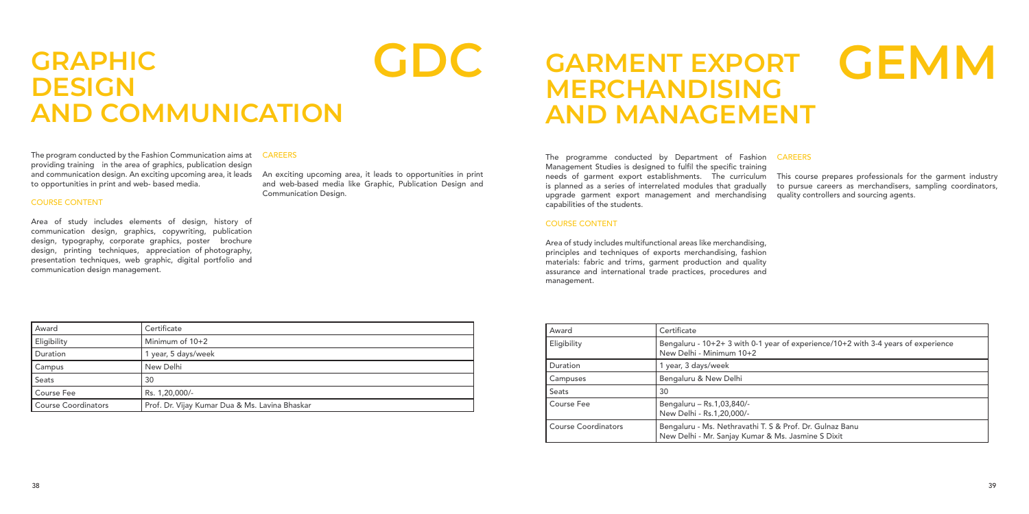# GRAPHIC DESIGN AND COMMUNICATION

# GDC

The program conducted by the Fashion Communication aims at providing training in the area of graphics, publication design and communication design. An exciting upcoming area, it leads to opportunities in print and web- based media.

### COURSE CONTENT

Area of study includes elements of design, history of communication design, graphics, copywriting, publication design, typography, corporate graphics, poster brochure design, printing techniques, appreciation of photography, presentation techniques, web graphic, digital portfolio and communication design management.

### CAREERS

An exciting upcoming area, it leads to opportunities in print and web-based media like Graphic, Publication Design and Communication Design.

| Award | Certificate |
|---|---|
| Eligibility | Minimum of 10+2 |
| Duration | 1 year, 5 days/week |
| Campus | New Delhi |
| Seats | 30 |
| Course Fee | Rs. 1,20,000/- |
| Course Coordinators | Prof. Dr. Vijay Kumar Dua & Ms. Lavina Bhaskar |

# GARMENT EXPORT MERCHANDISING AND MANAGEMENT

# GEMM

The programme conducted by Department of Fashion Management Studies is designed to fulfil the specific training needs of garment export establishments. The curriculum is planned as a series of interrelated modules that gradually upgrade garment export management and merchandising capabilities of the students.

### COURSE CONTENT

Area of study includes multifunctional areas like merchandising, principles and techniques of exports merchandising, fashion materials: fabric and trims, garment production and quality assurance and international trade practices, procedures and management.

### CAREERS

This course prepares professionals for the garment industry to pursue careers as merchandisers, sampling coordinators, quality controllers and sourcing agents.

| Award | Certificate |
|---|---|
| Eligibility | Bengaluru - 10+2+ 3 with 0-1 year of experience/10+2 with 3-4 years of experience<br>New Delhi - Minimum 10+2 |
| Duration | 1 year, 3 days/week |
| Campuses | Bengaluru & New Delhi |
| Seats | 30 |
| Course Fee | Bengaluru – Rs.1,03,840/-<br>New Delhi - Rs.1,20,000/- |
| Course Coordinators | Bengaluru - Ms. Nethravathi T. S & Prof. Dr. Gulnaz Banu<br>New Delhi - Mr. Sanjay Kumar & Ms. Jasmine S Dixit |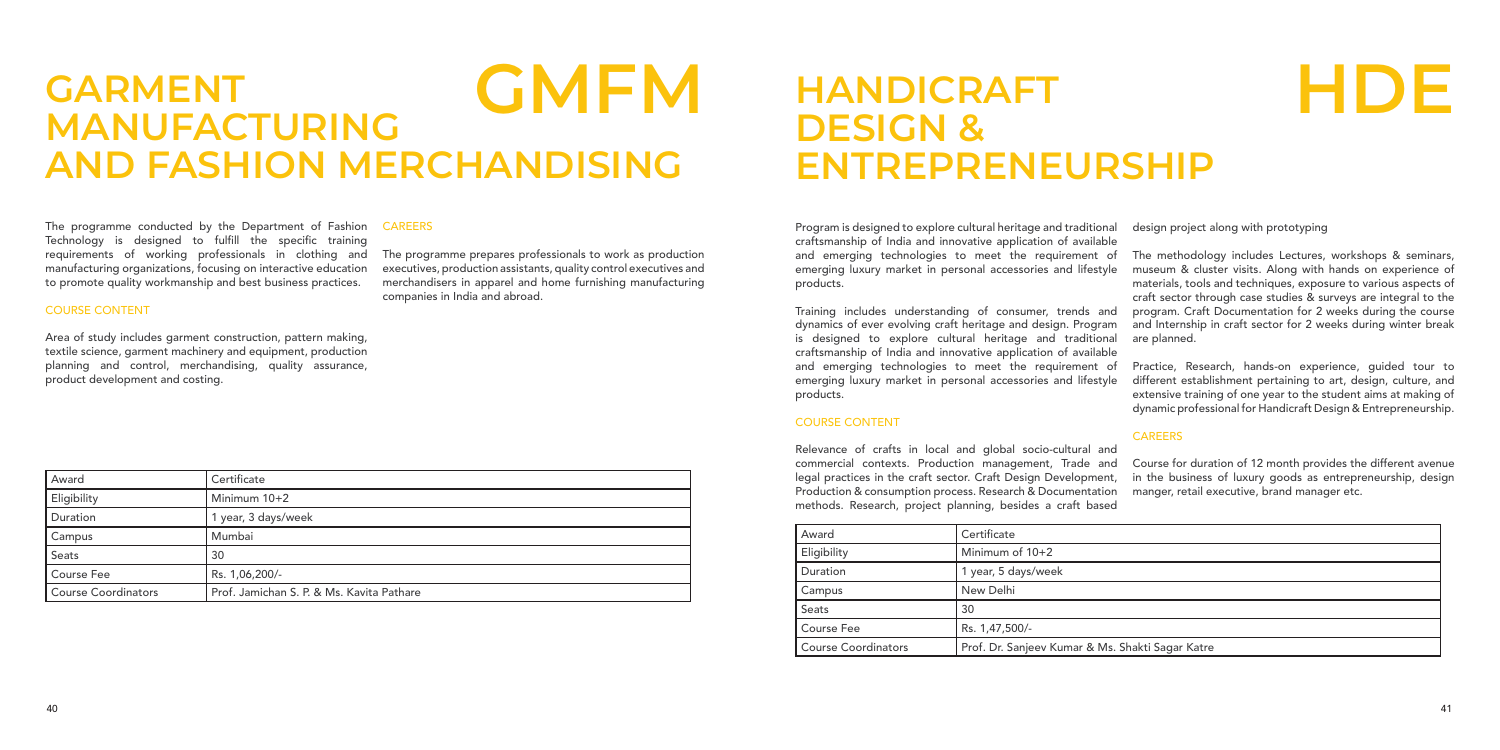# GARMENT MANUFACTURING AND FASHION MERCHANDISING

# GMFM

The programme conducted by the Department of Fashion Technology is designed to fulfill the specific training requirements of working professionals in clothing and manufacturing organizations, focusing on interactive education to promote quality workmanship and best business practices.

### COURSE CONTENT

Area of study includes garment construction, pattern making, textile science, garment machinery and equipment, production planning and control, merchandising, quality assurance, product development and costing.

### CAREERS

The programme prepares professionals to work as production executives, production assistants, quality control executives and merchandisers in apparel and home furnishing manufacturing companies in India and abroad.

| Award | Certificate |
|---|---|
| Eligibility | Minimum 10+2 |
| Duration | 1 year, 3 days/week |
| Campus | Mumbai |
| Seats | 30 |
| Course Fee | Rs. 1,06,200/- |
| Course Coordinators | Prof. Jamichan S. P. & Ms. Kavita Pathare |

# HANDICRAFT DESIGN & ENTREPRENEURSHIP

# HDE

Program is designed to explore cultural heritage and traditional craftsmanship of India and innovative application of available and emerging technologies to meet the requirement of emerging luxury market in personal accessories and lifestyle products.

Training includes understanding of consumer, trends and dynamics of ever evolving craft heritage and design. Program is designed to explore cultural heritage and traditional craftsmanship of India and innovative application of available and emerging technologies to meet the requirement of emerging luxury market in personal accessories and lifestyle products.

### COURSE CONTENT

Relevance of crafts in local and global socio-cultural and commercial contexts. Production management, Trade and legal practices in the craft sector. Craft Design Development, Production & consumption process. Research & Documentation methods. Research, project planning, besides a craft based design project along with prototyping

The methodology includes Lectures, workshops & seminars, museum & cluster visits. Along with hands on experience of materials, tools and techniques, exposure to various aspects of craft sector through case studies & surveys are integral to the program. Craft Documentation for 2 weeks during the course and Internship in craft sector for 2 weeks during winter break are planned.

Practice, Research, hands-on experience, guided tour to different establishment pertaining to art, design, culture, and extensive training of one year to the student aims at making of dynamic professional for Handicraft Design & Entrepreneurship.

### CAREERS

Course for duration of 12 month provides the different avenue in the business of luxury goods as entrepreneurship, design manger, retail executive, brand manager etc.

| Award | Certificate |
|---|---|
| Eligibility | Minimum of 10+2 |
| Duration | 1 year, 5 days/week |
| Campus | New Delhi |
| Seats | 30 |
| Course Fee | Rs. 1,47,500/- |
| Course Coordinators | Prof. Dr. Sanjeev Kumar & Ms. Shakti Sagar Katre |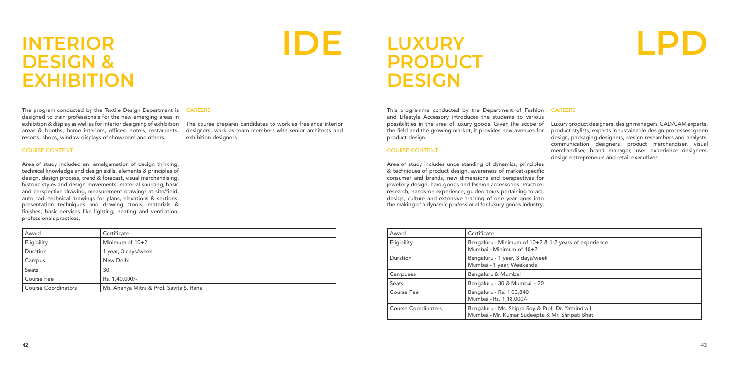# INTERIOR DESIGN & EXHIBITION

## IDE

The program conducted by the Textile Design Department is designed to train professionals for the new emerging areas in exhibition & display as well as for interior designing of exhibition areas & booths, home interiors, offices, hotels, restaurants, resorts, shops, window displays of showroom and others.

### COURSE CONTENT

Area of study included an amalgamation of design thinking, technical knowledge and design skills, elements & principles of design, design process, trend & forecast, visual merchandising, historic styles and design movements, material sourcing, basic and perspective drawing, measurement drawings at site/field, auto cad, technical drawings for plans, elevations & sections, presentation techniques and drawing stools, materials & finishes, basic services like lighting, heating and ventilation, professionals practices.

### CAREERS

The course prepares candidates to work as freelance interior designers, work as team members with senior architects and exhibition designers.

| Award | Certificate |
|---|---|
| Eligibility | Minimum of 10+2 |
| Duration | 1 year, 3 days/week |
| Campus | New Delhi |
| Seats | 30 |
| Course Fee | Rs. 1,40,000/- |
| Course Coordinators | Ms. Ananya Mitra & Prof. Savita S. Rana |

# LUXURY PRODUCT DESIGN

## LPD

This programme conducted by the Department of Fashion and Lifestyle Accessory introduces the students to various possibilities in the area of luxury goods. Given the scope of the field and the growing market, it provides new avenues for product design.

### COURSE CONTENT

Area of study includes understanding of dynamics, principles & techniques of product design, awareness of market-specific consumer and brands, new dimensions and perspectives for jewellery design, hard goods and fashion accessories. Practice, research, hands-on experience, guided tours pertaining to art, design, culture and extensive training of one year goes into the making of a dynamic professional for luxury goods industry.

### CAREERS

Luxury product designers, design managers, CAD/CAM experts, product stylists, experts in sustainable design processes: green design, packaging designers, design researchers and analysts, communication designers, product merchandiser, visual merchandiser, brand manager, user experience designers, design entrepreneurs and retail executives.

| Award | Certificate |
|---|---|
| Eligibility | Bengaluru - Minimum of 10+2 & 1-2 years of experience<br>Mumbai - Minimum of 10+2 |
| Duration | Bengaluru - 1 year, 3 days/week<br>Mumbai - 1 year, Weekends |
| Campuses | Bengaluru & Mumbai |
| Seats | Bengaluru - 30 & Mumbai – 20 |
| Course Fee | Bengaluru - Rs. 1,03,840<br>Mumbai - Rs. 1,18,000/- |
| Course Coordinators | Bengaluru - Ms. Shipra Roy & Prof. Dr. Yathindra L<br>Mumbai - Mr. Kumar Sudeepta & Mr. Shripati Bhat |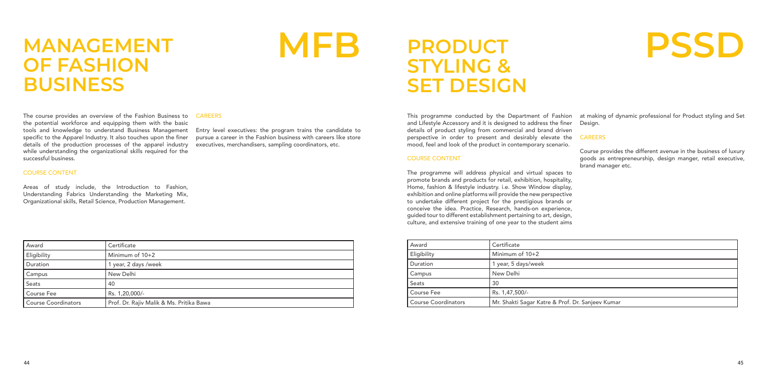# MANAGEMENT OF FASHION BUSINESS

# MFB

The course provides an overview of the Fashion Business to the potential workforce and equipping them with the basic tools and knowledge to understand Business Management specific to the Apparel Industry. It also touches upon the finer details of the production processes of the apparel industry while understanding the organizational skills required for the successful business.

### COURSE CONTENT

Areas of study include, the Introduction to Fashion, Understanding Fabrics Understanding the Marketing Mix, Organizational skills, Retail Science, Production Management.

### CAREERS

Entry level executives: the program trains the candidate to pursue a career in the Fashion business with careers like store executives, merchandisers, sampling coordinators, etc.

| Award | Certificate |
|---|---|
| Eligibility | Minimum of 10+2 |
| Duration | 1 year, 2 days /week |
| Campus | New Delhi |
| Seats | 40 |
| Course Fee | Rs. 1,20,000/- |
| Course Coordinators | Prof. Dr. Rajiv Malik & Ms. Pritika Bawa |

# PRODUCT STYLING & SET DESIGN

# PSSD

This programme conducted by the Department of Fashion and Lifestyle Accessory and it is designed to address the finer details of product styling from commercial and brand driven perspective in order to present and desirably elevate the mood, feel and look of the product in contemporary scenario.

### COURSE CONTENT

The programme will address physical and virtual spaces to promote brands and products for retail, exhibition, hospitality, Home, fashion & lifestyle industry. i.e. Show Window display, exhibition and online platforms will provide the new perspective to undertake different project for the prestigious brands or conceive the idea. Practice, Research, hands-on experience, guided tour to different establishment pertaining to art, design, culture, and extensive training of one year to the student aims at making of dynamic professional for Product styling and Set Design.

### CAREERS

Course provides the different avenue in the business of luxury goods as entrepreneurship, design manger, retail executive, brand manager etc.

| Award | Certificate |
|---|---|
| Eligibility | Minimum of 10+2 |
| Duration | 1 year, 5 days/week |
| Campus | New Delhi |
| Seats | 30 |
| Course Fee | Rs. 1,47,500/- |
| Course Coordinators | Mr. Shakti Sagar Katre & Prof. Dr. Sanjeev Kumar |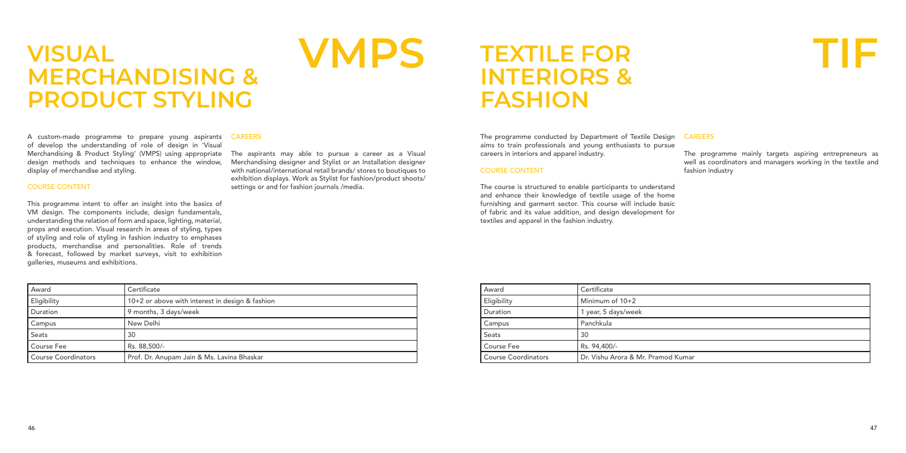# VISUAL MERCHANDISING & PRODUCT STYLING

# VMPS

A custom-made programme to prepare young aspirants of develop the understanding of role of design in 'Visual Merchandising & Product Styling' (VMPS) using appropriate design methods and techniques to enhance the window, display of merchandise and styling.

### COURSE CONTENT

This programme intent to offer an insight into the basics of VM design. The components include, design fundamentals, understanding the relation of form and space, lighting, material, props and execution. Visual research in areas of styling, types of styling and role of styling in fashion industry to emphases products, merchandise and personalities. Role of trends & forecast, followed by market surveys, visit to exhibition galleries, museums and exhibitions.

### CAREERS

The aspirants may able to pursue a career as a Visual Merchandising designer and Stylist or an Installation designer with national/international retail brands/ stores to boutiques to exhibition displays. Work as Stylist for fashion/product shoots/ settings or and for fashion journals /media.

| Award | Certificate |
|---|---|
| Eligibility | 10+2 or above with interest in design & fashion |
| Duration | 9 months, 3 days/week |
| Campus | New Delhi |
| Seats | 30 |
| Course Fee | Rs. 88,500/- |
| Course Coordinators | Prof. Dr. Anupam Jain & Ms. Lavina Bhaskar |

# TEXTILE FOR INTERIORS & FASHION

# TIF

The programme conducted by Department of Textile Design aims to train professionals and young enthusiasts to pursue careers in interiors and apparel industry.

### COURSE CONTENT

The course is structured to enable participants to understand and enhance their knowledge of textile usage of the home furnishing and garment sector. This course will include basic of fabric and its value addition, and design development for textiles and apparel in the fashion industry.

### CAREERS

The programme mainly targets aspiring entrepreneurs as well as coordinators and managers working in the textile and fashion industry

| Award | Certificate |
|---|---|
| Eligibility | Minimum of 10+2 |
| Duration | 1 year, 5 days/week |
| Campus | Panchkula |
| Seats | 30 |
| Course Fee | Rs. 94,400/- |
| Course Coordinators | Dr. Vishu Arora & Mr. Pramod Kumar |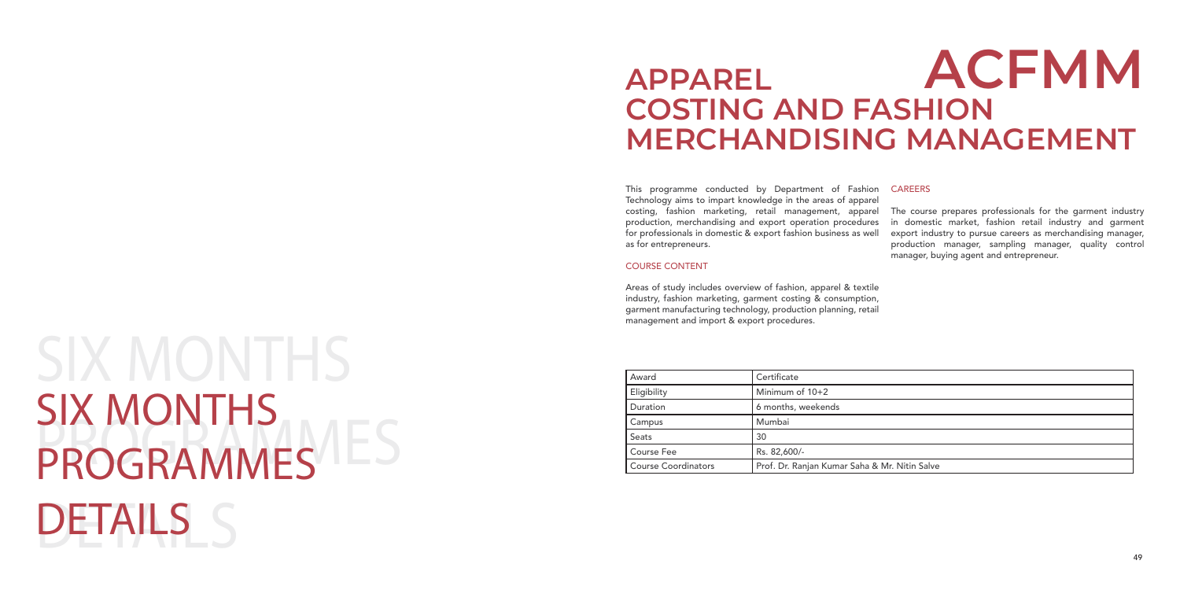# APPAREL COSTING AND FASHION MERCHANDISING MANAGEMENT

# ACFMM

This programme conducted by Department of Fashion Technology aims to impart knowledge in the areas of apparel costing, fashion marketing, retail management, apparel production, merchandising and export operation procedures for professionals in domestic & export fashion business as well as for entrepreneurs.

## COURSE CONTENT

Areas of study includes overview of fashion, apparel & textile industry, fashion marketing, garment costing & consumption, garment manufacturing technology, production planning, retail management and import & export procedures.

## CAREERS

The course prepares professionals for the garment industry in domestic market, fashion retail industry and garment export industry to pursue careers as merchandising manager, production manager, sampling manager, quality control manager, buying agent and entrepreneur.

# SIX MONTHS PROGRAMMES DETAILS

| Award | Certificate |
|---|---|
| Eligibility | Minimum of 10+2 |
| Duration | 6 months, weekends |
| Campus | Mumbai |
| Seats | 30 |
| Course Fee | Rs. 82,600/- |
| Course Coordinators | Prof. Dr. Ranjan Kumar Saha & Mr. Nitin Salve |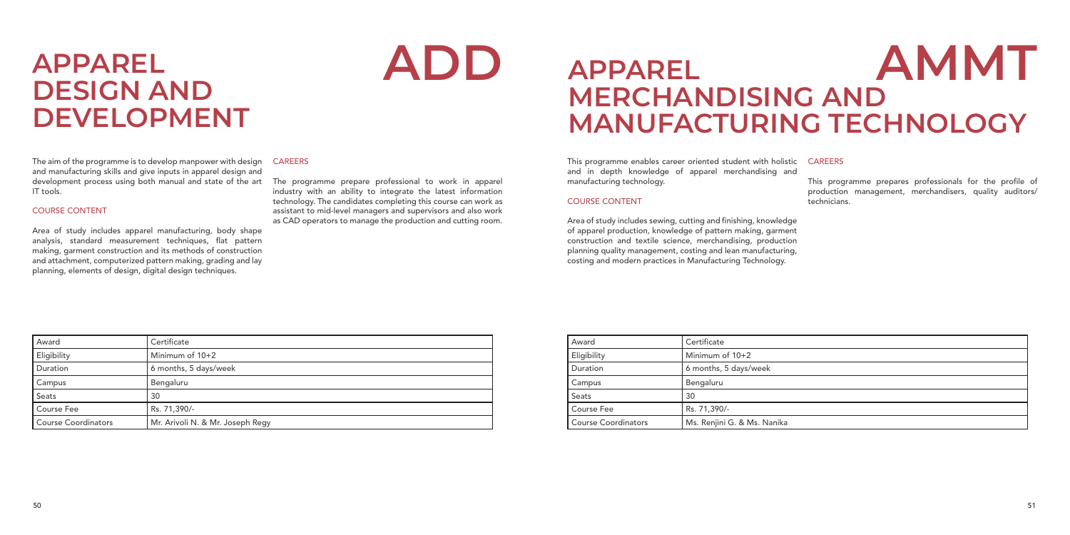# APPAREL DESIGN AND DEVELOPMENT

## ADD

The aim of the programme is to develop manpower with design and manufacturing skills and give inputs in apparel design and development process using both manual and state of the art IT tools.

### COURSE CONTENT

Area of study includes apparel manufacturing, body shape analysis, standard measurement techniques, flat pattern making, garment construction and its methods of construction and attachment, computerized pattern making, grading and lay planning, elements of design, digital design techniques.

### CAREERS

The programme prepare professional to work in apparel industry with an ability to integrate the latest information technology. The candidates completing this course can work as assistant to mid-level managers and supervisors and also work as CAD operators to manage the production and cutting room.

| Award | Certificate |
|---|---|
| Eligibility | Minimum of 10+2 |
| Duration | 6 months, 5 days/week |
| Campus | Bengaluru |
| Seats | 30 |
| Course Fee | Rs. 71,390/- |
| Course Coordinators | Mr. Arivoli N. & Mr. Joseph Regy |

# APPAREL MERCHANDISING AND MANUFACTURING TECHNOLOGY

## AMMT

This programme enables career oriented student with holistic and in depth knowledge of apparel merchandising and manufacturing technology.

### COURSE CONTENT

Area of study includes sewing, cutting and finishing, knowledge of apparel production, knowledge of pattern making, garment construction and textile science, merchandising, production planning quality management, costing and lean manufacturing, costing and modern practices in Manufacturing Technology.

### CAREERS

This programme prepares professionals for the profile of production management, merchandisers, quality auditors/ technicians.

| Award | Certificate |
|---|---|
| Eligibility | Minimum of 10+2 |
| Duration | 6 months, 5 days/week |
| Campus | Bengaluru |
| Seats | 30 |
| Course Fee | Rs. 71,390/- |
| Course Coordinators | Ms. Renjini G. & Ms. Nanika |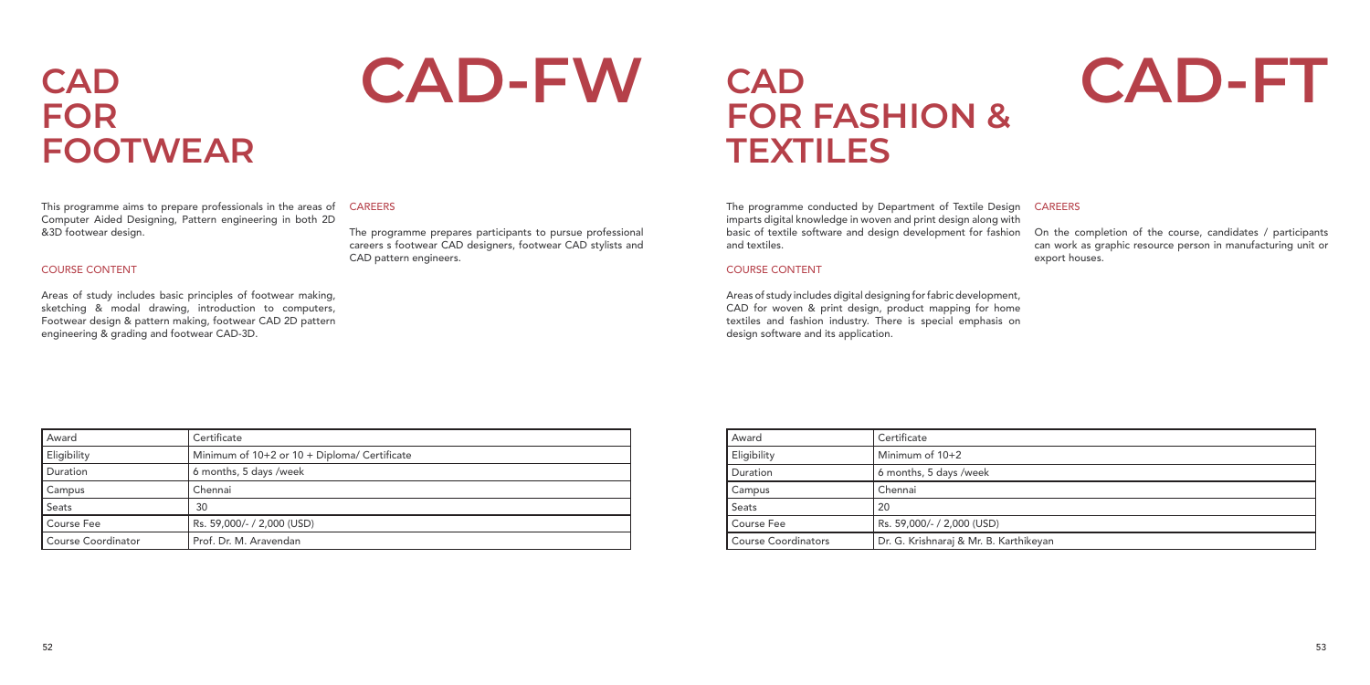# CAD FOR FOOTWEAR

# CAD-FW

This programme aims to prepare professionals in the areas of Computer Aided Designing, Pattern engineering in both 2D &3D footwear design.

### COURSE CONTENT

Areas of study includes basic principles of footwear making, sketching & modal drawing, introduction to computers, Footwear design & pattern making, footwear CAD 2D pattern engineering & grading and footwear CAD-3D.

### CAREERS

The programme prepares participants to pursue professional careers s footwear CAD designers, footwear CAD stylists and CAD pattern engineers.

| Award | Certificate |
|---|---|
| Eligibility | Minimum of 10+2 or 10 + Diploma/ Certificate |
| Duration | 6 months, 5 days /week |
| Campus | Chennai |
| Seats | 30 |
| Course Fee | Rs. 59,000/- / 2,000 (USD) |
| Course Coordinator | Prof. Dr. M. Aravendan |

# CAD FOR FASHION & TEXTILES

# CAD-FT

The programme conducted by Department of Textile Design imparts digital knowledge in woven and print design along with basic of textile software and design development for fashion and textiles.

### COURSE CONTENT

Areas of study includes digital designing for fabric development, CAD for woven & print design, product mapping for home textiles and fashion industry. There is special emphasis on design software and its application.

### CAREERS

On the completion of the course, candidates / participants can work as graphic resource person in manufacturing unit or export houses.

| Award | Certificate |
|---|---|
| Eligibility | Minimum of 10+2 |
| Duration | 6 months, 5 days /week |
| Campus | Chennai |
| Seats | 20 |
| Course Fee | Rs. 59,000/- / 2,000 (USD) |
| Course Coordinators | Dr. G. Krishnaraj & Mr. B. Karthikeyan |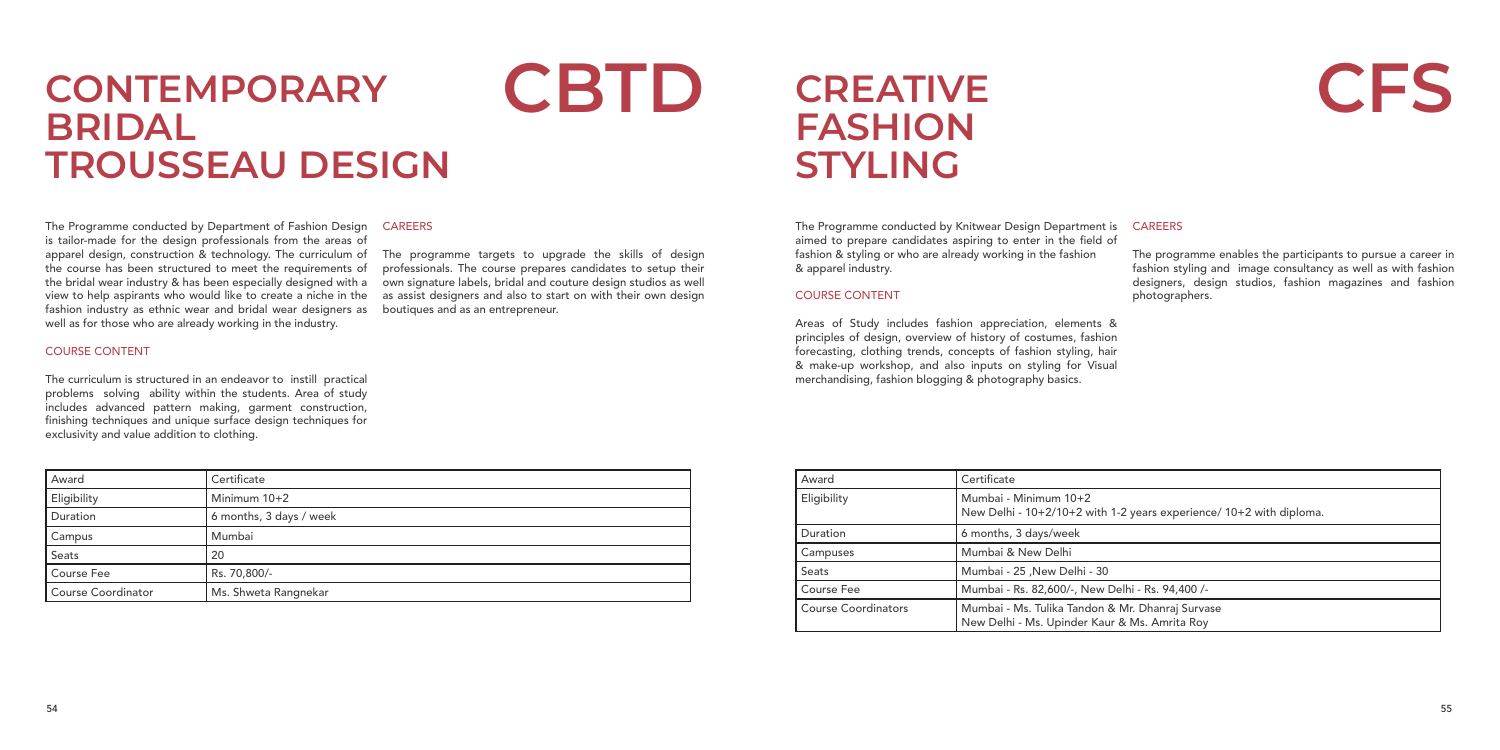# CONTEMPORARY BRIDAL TROUSSEAU DESIGN

# CBTD

The Programme conducted by Department of Fashion Design is tailor-made for the design professionals from the areas of apparel design, construction & technology. The curriculum of the course has been structured to meet the requirements of the bridal wear industry & has been especially designed with a view to help aspirants who would like to create a niche in the fashion industry as ethnic wear and bridal wear designers as well as for those who are already working in the industry.

### COURSE CONTENT

The curriculum is structured in an endeavor to instill practical problems solving ability within the students. Area of study includes advanced pattern making, garment construction, finishing techniques and unique surface design techniques for exclusivity and value addition to clothing.

### CAREERS

The programme targets to upgrade the skills of design professionals. The course prepares candidates to setup their own signature labels, bridal and couture design studios as well as assist designers and also to start on with their own design boutiques and as an entrepreneur.

| Award | Certificate |
|---|---|
| Eligibility | Minimum 10+2 |
| Duration | 6 months, 3 days / week |
| Campus | Mumbai |
| Seats | 20 |
| Course Fee | Rs. 70,800/- |
| Course Coordinator | Ms. Shweta Rangnekar |

# CREATIVE FASHION STYLING

# CFS

The Programme conducted by Knitwear Design Department is aimed to prepare candidates aspiring to enter in the field of fashion & styling or who are already working in the fashion & apparel industry.

### COURSE CONTENT

Areas of Study includes fashion appreciation, elements & principles of design, overview of history of costumes, fashion forecasting, clothing trends, concepts of fashion styling, hair & make-up workshop, and also inputs on styling for Visual merchandising, fashion blogging & photography basics.

### CAREERS

The programme enables the participants to pursue a career in fashion styling and image consultancy as well as with fashion designers, design studios, fashion magazines and fashion photographers.

| Award | Certificate |
|---|---|
| Eligibility | Mumbai - Minimum 10+2<br>New Delhi - 10+2/10+2 with 1-2 years experience/ 10+2 with diploma. |
| Duration | 6 months, 3 days/week |
| Campuses | Mumbai & New Delhi |
| Seats | Mumbai - 25 ,New Delhi - 30 |
| Course Fee | Mumbai - Rs. 82,600/-, New Delhi - Rs. 94,400 /- |
| Course Coordinators | Mumbai - Ms. Tulika Tandon & Mr. Dhanraj Survase<br>New Delhi - Ms. Upinder Kaur & Ms. Amrita Roy |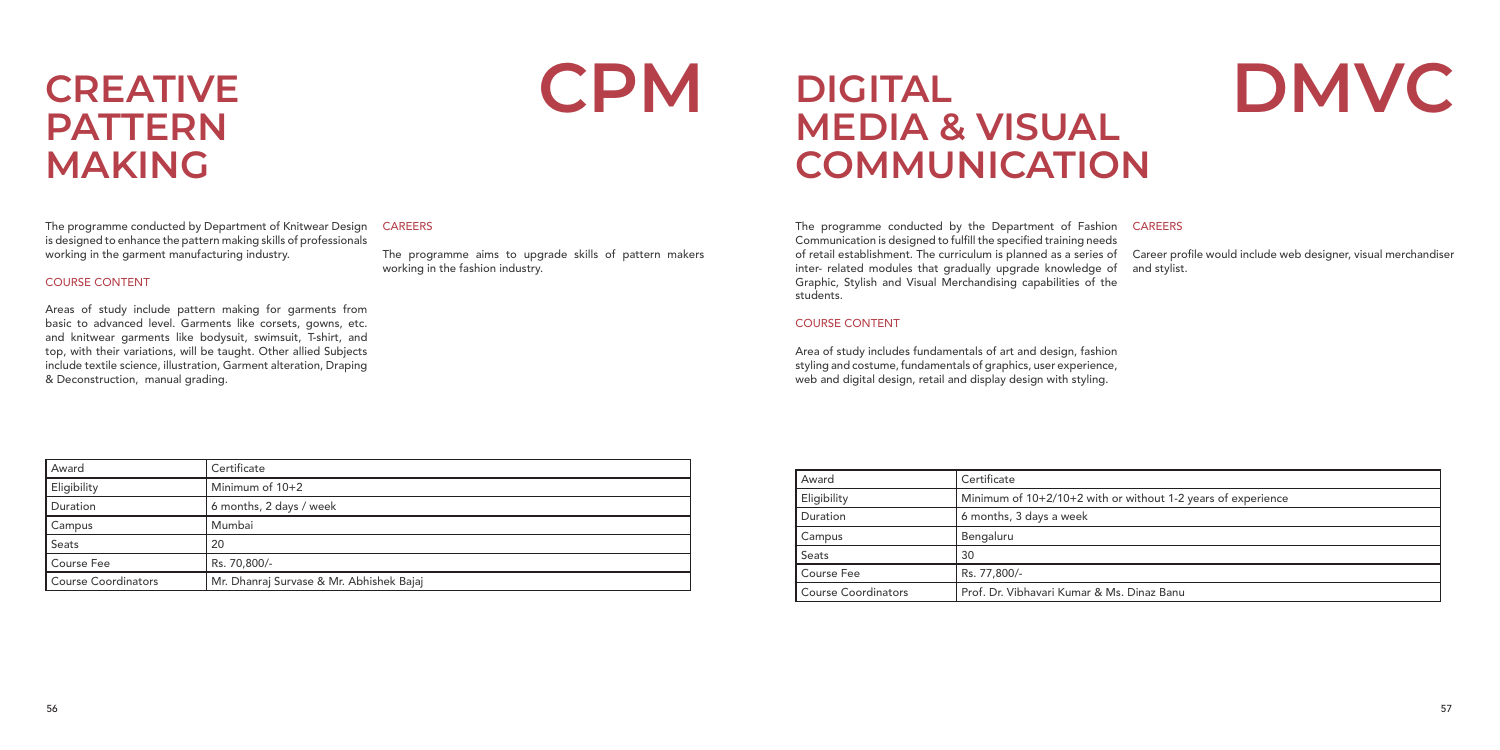# CREATIVE PATTERN MAKING

# CPM

The programme conducted by Department of Knitwear Design is designed to enhance the pattern making skills of professionals working in the garment manufacturing industry.

## COURSE CONTENT

Areas of study include pattern making for garments from basic to advanced level. Garments like corsets, gowns, etc. and knitwear garments like bodysuit, swimsuit, T-shirt, and top, with their variations, will be taught. Other allied Subjects include textile science, illustration, Garment alteration, Draping & Deconstruction, manual grading.

## CAREERS

The programme aims to upgrade skills of pattern makers working in the fashion industry.

| Award | Certificate |
|---|---|
| Eligibility | Minimum of 10+2 |
| Duration | 6 months, 2 days / week |
| Campus | Mumbai |
| Seats | 20 |
| Course Fee | Rs. 70,800/- |
| Course Coordinators | Mr. Dhanraj Survase & Mr. Abhishek Bajaj |

# DIGITAL MEDIA & VISUAL COMMUNICATION

# DMVC

The programme conducted by the Department of Fashion Communication is designed to fulfill the specified training needs of retail establishment. The curriculum is planned as a series of inter- related modules that gradually upgrade knowledge of Graphic, Stylish and Visual Merchandising capabilities of the students.

## COURSE CONTENT

Area of study includes fundamentals of art and design, fashion styling and costume, fundamentals of graphics, user experience, web and digital design, retail and display design with styling.

## CAREERS

Career profile would include web designer, visual merchandiser and stylist.

| Award | Certificate |
|---|---|
| Eligibility | Minimum of 10+2/10+2 with or without 1-2 years of experience |
| Duration | 6 months, 3 days a week |
| Campus | Bengaluru |
| Seats | 30 |
| Course Fee | Rs. 77,800/- |
| Course Coordinators | Prof. Dr. Vibhavari Kumar & Ms. Dinaz Banu |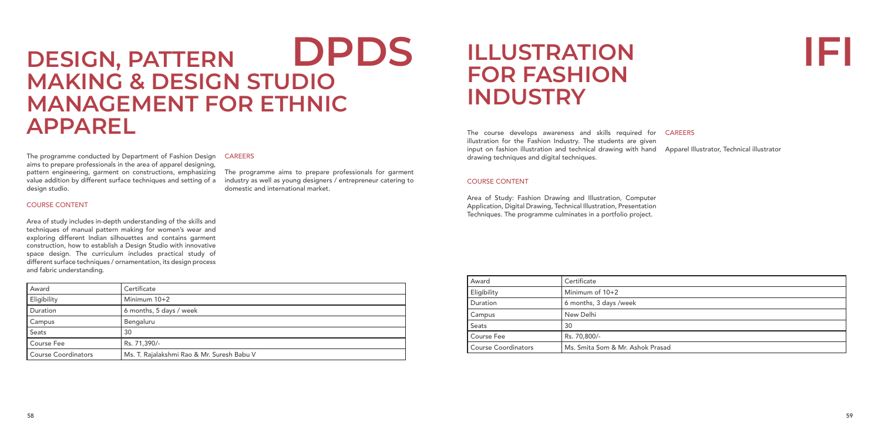# DESIGN, PATTERN MAKING & DESIGN STUDIO MANAGEMENT FOR ETHNIC APPAREL

## DPDS

The programme conducted by Department of Fashion Design aims to prepare professionals in the area of apparel designing, pattern engineering, garment on constructions, emphasizing value addition by different surface techniques and setting of a design studio.

### COURSE CONTENT

Area of study includes in-depth understanding of the skills and techniques of manual pattern making for women's wear and exploring different Indian silhouettes and contains garment construction, how to establish a Design Studio with innovative space design. The curriculum includes practical study of different surface techniques / ornamentation, its design process and fabric understanding.

### CAREERS

The programme aims to prepare professionals for garment industry as well as young designers / entrepreneur catering to domestic and international market.

| Award | Certificate |
|---|---|
| Eligibility | Minimum 10+2 |
| Duration | 6 months, 5 days / week |
| Campus | Bengaluru |
| Seats | 30 |
| Course Fee | Rs. 71,390/- |
| Course Coordinators | Ms. T. Rajalakshmi Rao & Mr. Suresh Babu V |

# ILLUSTRATION FOR FASHION INDUSTRY

## IFI

The course develops awareness and skills required for illustration for the Fashion Industry. The students are given input on fashion illustration and technical drawing with hand drawing techniques and digital techniques.

### COURSE CONTENT

Area of Study: Fashion Drawing and Illustration, Computer Application, Digital Drawing, Technical Illustration, Presentation Techniques. The programme culminates in a portfolio project.

### CAREERS

Apparel Illustrator, Technical illustrator

| Award | Certificate |
|---|---|
| Eligibility | Minimum of 10+2 |
| Duration | 6 months, 3 days /week |
| Campus | New Delhi |
| Seats | 30 |
| Course Fee | Rs. 70,800/- |
| Course Coordinators | Ms. Smita Som & Mr. Ashok Prasad |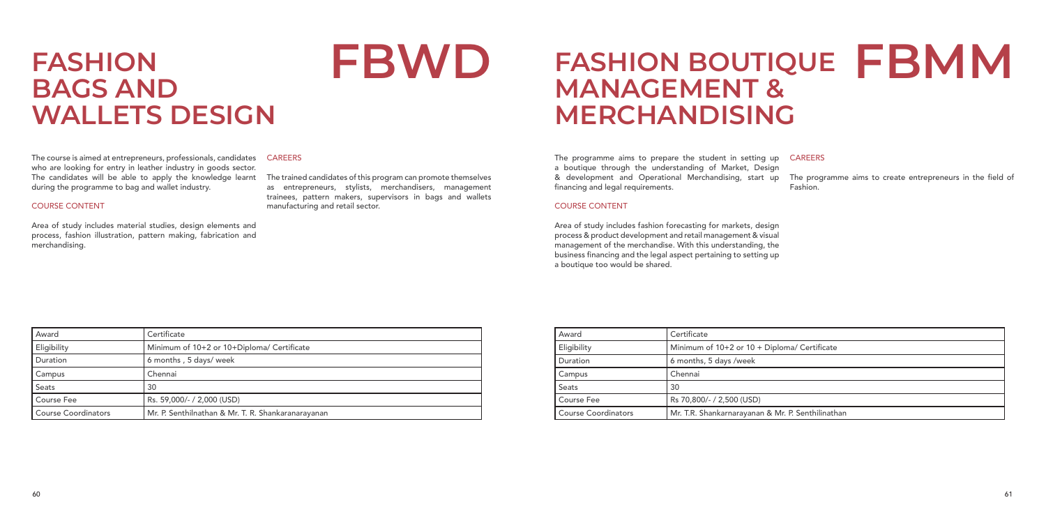# FASHION BAGS AND WALLETS DESIGN

# FBWD

The course is aimed at entrepreneurs, professionals, candidates who are looking for entry in leather industry in goods sector. The candidates will be able to apply the knowledge learnt during the programme to bag and wallet industry.

### COURSE CONTENT

Area of study includes material studies, design elements and process, fashion illustration, pattern making, fabrication and merchandising.

### CAREERS

The trained candidates of this program can promote themselves as entrepreneurs, stylists, merchandisers, management trainees, pattern makers, supervisors in bags and wallets manufacturing and retail sector.

| Award | Certificate |
|---|---|
| Eligibility | Minimum of 10+2 or 10+Diploma/ Certificate |
| Duration | 6 months , 5 days/ week |
| Campus | Chennai |
| Seats | 30 |
| Course Fee | Rs. 59,000/- / 2,000 (USD) |
| Course Coordinators | Mr. P. Senthilnathan & Mr. T. R. Shankaranarayanan |

# FASHION BOUTIQUE MANAGEMENT & MERCHANDISING

# FBMM

The programme aims to prepare the student in setting up a boutique through the understanding of Market, Design & development and Operational Merchandising, start up financing and legal requirements.

### COURSE CONTENT

Area of study includes fashion forecasting for markets, design process & product development and retail management & visual management of the merchandise. With this understanding, the business financing and the legal aspect pertaining to setting up a boutique too would be shared.

### CAREERS

The programme aims to create entrepreneurs in the field of Fashion.

| Award | Certificate |
|---|---|
| Eligibility | Minimum of 10+2 or 10 + Diploma/ Certificate |
| Duration | 6 months, 5 days /week |
| Campus | Chennai |
| Seats | 30 |
| Course Fee | Rs 70,800/- / 2,500 (USD) |
| Course Coordinators | Mr. T.R. Shankarnarayanan & Mr. P. Senthilinathan |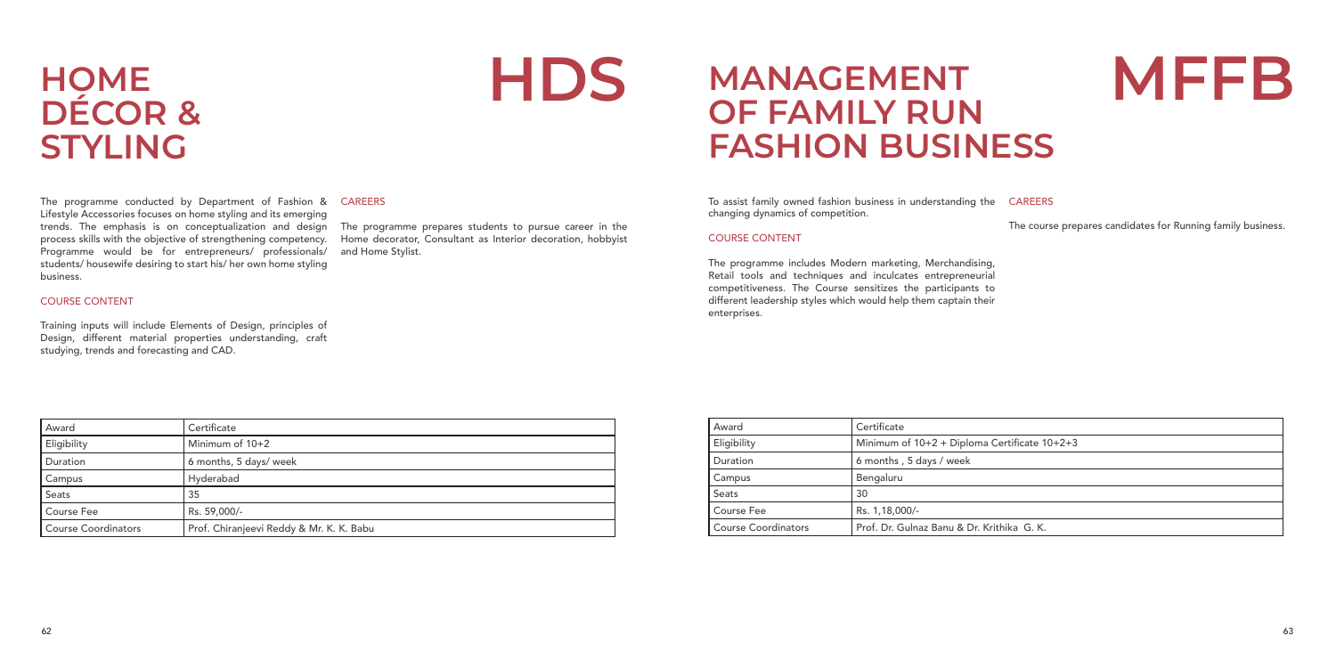# HOME DÉCOR & STYLING

# HDS

The programme conducted by Department of Fashion & Lifestyle Accessories focuses on home styling and its emerging trends. The emphasis is on conceptualization and design process skills with the objective of strengthening competency. Programme would be for entrepreneurs/ professionals/ students/ housewife desiring to start his/ her own home styling business.

### COURSE CONTENT

Training inputs will include Elements of Design, principles of Design, different material properties understanding, craft studying, trends and forecasting and CAD.

### CAREERS

The programme prepares students to pursue career in the Home decorator, Consultant as Interior decoration, hobbyist and Home Stylist.

| Award | Certificate |
|---|---|
| Eligibility | Minimum of 10+2 |
| Duration | 6 months, 5 days/ week |
| Campus | Hyderabad |
| Seats | 35 |
| Course Fee | Rs. 59,000/- |
| Course Coordinators | Prof. Chiranjeevi Reddy & Mr. K. K. Babu |

# MANAGEMENT OF FAMILY RUN FASHION BUSINESS

# MFFB

To assist family owned fashion business in understanding the changing dynamics of competition.

### COURSE CONTENT

The programme includes Modern marketing, Merchandising, Retail tools and techniques and inculcates entrepreneurial competitiveness. The Course sensitizes the participants to different leadership styles which would help them captain their enterprises.

### CAREERS

The course prepares candidates for Running family business.

| Award | Certificate |
|---|---|
| Eligibility | Minimum of 10+2 + Diploma Certificate 10+2+3 |
| Duration | 6 months , 5 days / week |
| Campus | Bengaluru |
| Seats | 30 |
| Course Fee | Rs. 1,18,000/- |
| Course Coordinators | Prof. Dr. Gulnaz Banu & Dr. Krithika G. K. |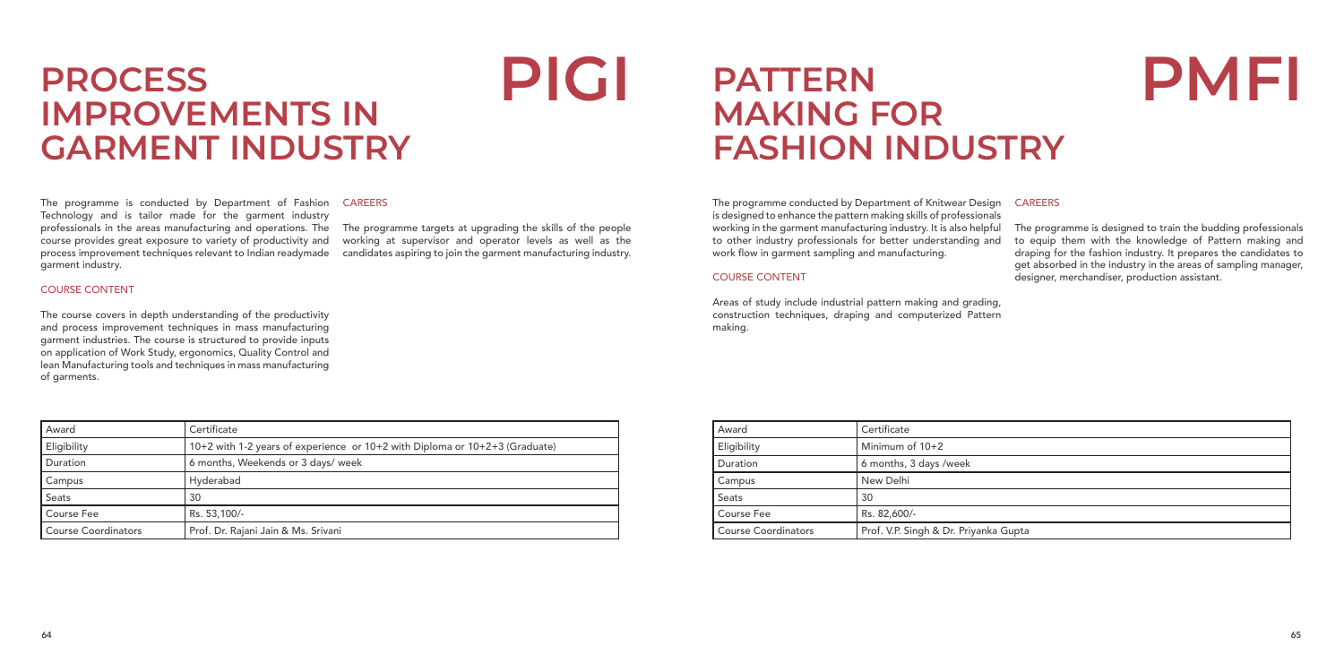# PROCESS IMPROVEMENTS IN GARMENT INDUSTRY

# PIGI

The programme is conducted by Department of Fashion Technology and is tailor made for the garment industry professionals in the areas manufacturing and operations. The course provides great exposure to variety of productivity and process improvement techniques relevant to Indian readymade garment industry.

## COURSE CONTENT

The course covers in depth understanding of the productivity and process improvement techniques in mass manufacturing garment industries. The course is structured to provide inputs on application of Work Study, ergonomics, Quality Control and lean Manufacturing tools and techniques in mass manufacturing of garments.

## CAREERS

The programme targets at upgrading the skills of the people working at supervisor and operator levels as well as the candidates aspiring to join the garment manufacturing industry.

| Award | Certificate |
|---|---|
| Eligibility | 10+2 with 1-2 years of experience or 10+2 with Diploma or 10+2+3 (Graduate) |
| Duration | 6 months, Weekends or 3 days/ week |
| Campus | Hyderabad |
| Seats | 30 |
| Course Fee | Rs. 53,100/- |
| Course Coordinators | Prof. Dr. Rajani Jain & Ms. Srivani |

# PATTERN MAKING FOR FASHION INDUSTRY

# PMFI

The programme conducted by Department of Knitwear Design is designed to enhance the pattern making skills of professionals working in the garment manufacturing industry. It is also helpful to other industry professionals for better understanding and work flow in garment sampling and manufacturing.

## COURSE CONTENT

Areas of study include industrial pattern making and grading, construction techniques, draping and computerized Pattern making.

## CAREERS

The programme is designed to train the budding professionals to equip them with the knowledge of Pattern making and draping for the fashion industry. It prepares the candidates to get absorbed in the industry in the areas of sampling manager, designer, merchandiser, production assistant.

| Award | Certificate |
|---|---|
| Eligibility | Minimum of 10+2 |
| Duration | 6 months, 3 days /week |
| Campus | New Delhi |
| Seats | 30 |
| Course Fee | Rs. 82,600/- |
| Course Coordinators | Prof. V.P. Singh & Dr. Priyanka Gupta |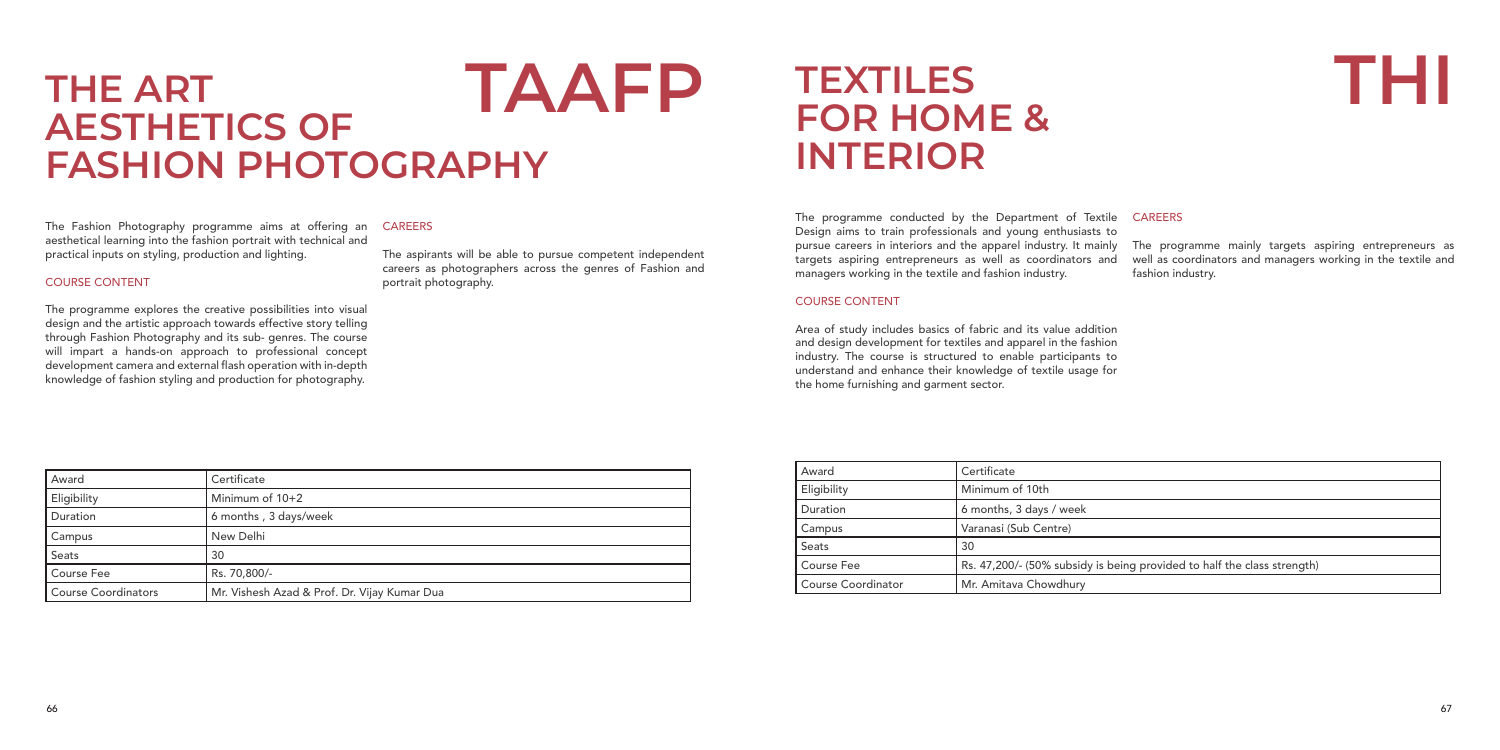# THE ART AESTHETICS OF FASHION PHOTOGRAPHY

# TAAFP

The Fashion Photography programme aims at offering an aesthetical learning into the fashion portrait with technical and practical inputs on styling, production and lighting.

## COURSE CONTENT

The programme explores the creative possibilities into visual design and the artistic approach towards effective story telling through Fashion Photography and its sub- genres. The course will impart a hands-on approach to professional concept development camera and external flash operation with in-depth knowledge of fashion styling and production for photography.

## CAREERS

The aspirants will be able to pursue competent independent careers as photographers across the genres of Fashion and portrait photography.

| Award | Certificate |
|---|---|
| Eligibility | Minimum of 10+2 |
| Duration | 6 months , 3 days/week |
| Campus | New Delhi |
| Seats | 30 |
| Course Fee | Rs. 70,800/- |
| Course Coordinators | Mr. Vishesh Azad & Prof. Dr. Vijay Kumar Dua |

# TEXTILES FOR HOME & INTERIOR

# THI

The programme conducted by the Department of Textile Design aims to train professionals and young enthusiasts to pursue careers in interiors and the apparel industry. It mainly targets aspiring entrepreneurs as well as coordinators and managers working in the textile and fashion industry.

## COURSE CONTENT

Area of study includes basics of fabric and its value addition and design development for textiles and apparel in the fashion industry. The course is structured to enable participants to understand and enhance their knowledge of textile usage for the home furnishing and garment sector.

## CAREERS

The programme mainly targets aspiring entrepreneurs as well as coordinators and managers working in the textile and fashion industry.

| Award | Certificate |
|---|---|
| Eligibility | Minimum of 10th |
| Duration | 6 months, 3 days / week |
| Campus | Varanasi (Sub Centre) |
| Seats | 30 |
| Course Fee | Rs. 47,200/- (50% subsidy is being provided to half the class strength) |
| Course Coordinator | Mr. Amitava Chowdhury |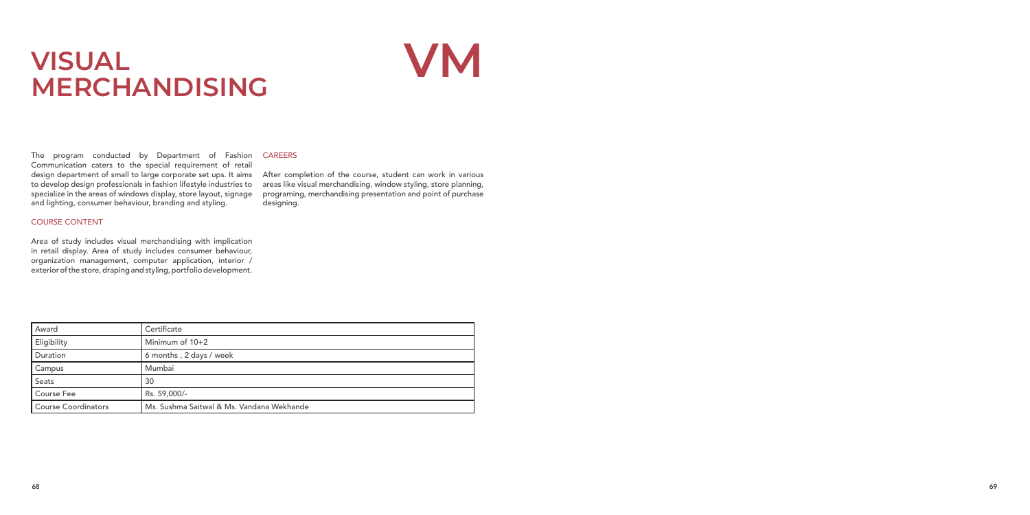# VISUAL MERCHANDISING

# VM

The program conducted by Department of Fashion Communication caters to the special requirement of retail design department of small to large corporate set ups. It aims to develop design professionals in fashion lifestyle industries to specialize in the areas of windows display, store layout, signage and lighting, consumer behaviour, branding and styling.

## COURSE CONTENT

Area of study includes visual merchandising with implication in retail display. Area of study includes consumer behaviour, organization management, computer application, interior / exterior of the store, draping and styling, portfolio development.

## CAREERS

After completion of the course, student can work in various areas like visual merchandising, window styling, store planning, programing, merchandising presentation and point of purchase designing.

| Award | Certificate |
|---|---|
| Eligibility | Minimum of 10+2 |
| Duration | 6 months , 2 days / week |
| Campus | Mumbai |
| Seats | 30 |
| Course Fee | Rs. 59,000/- |
| Course Coordinators | Ms. Sushma Saitwal & Ms. Vandana Wekhande |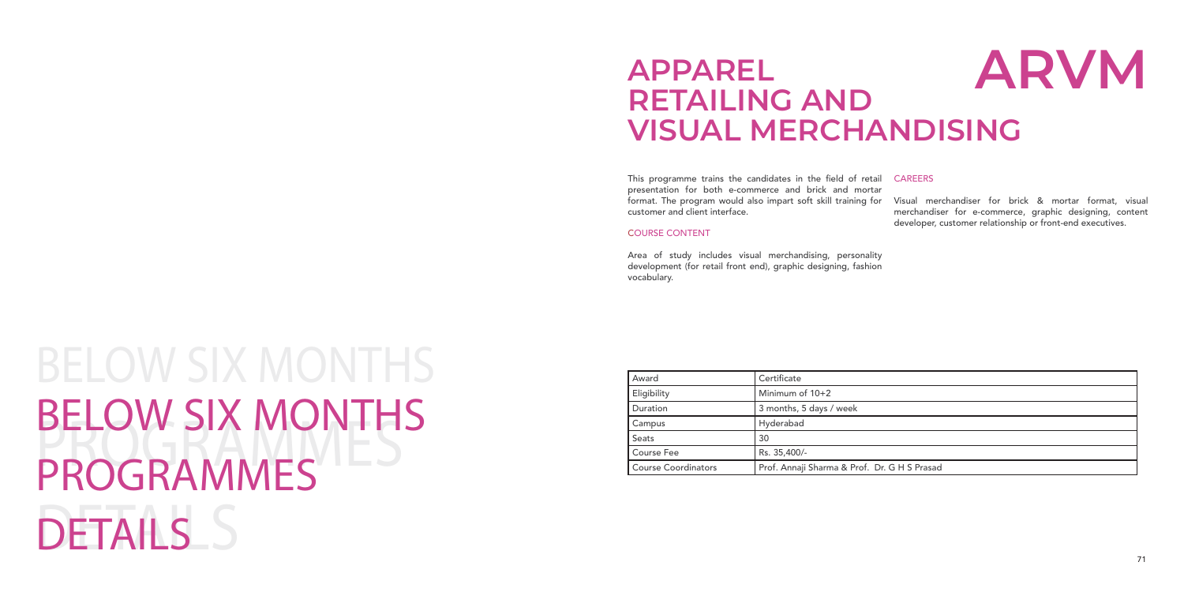# BELOW SIX MONTHS PROGRAMMES DETAILS

# APPAREL RETAILING AND VISUAL MERCHANDISING

# ARVM

This programme trains the candidates in the field of retail presentation for both e-commerce and brick and mortar format. The program would also impart soft skill training for customer and client interface.

### COURSE CONTENT

Area of study includes visual merchandising, personality development (for retail front end), graphic designing, fashion vocabulary.

### CAREERS

Visual merchandiser for brick & mortar format, visual merchandiser for e-commerce, graphic designing, content developer, customer relationship or front-end executives.

| Award | Certificate |
|---|---|
| Eligibility | Minimum of 10+2 |
| Duration | 3 months, 5 days / week |
| Campus | Hyderabad |
| Seats | 30 |
| Course Fee | Rs. 35,400/- |
| Course Coordinators | Prof. Annaji Sharma & Prof. Dr. G H S Prasad |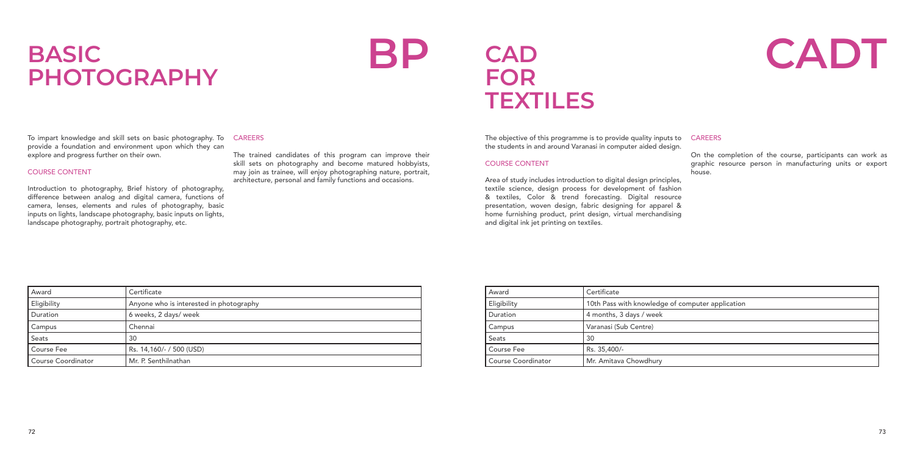# BASIC PHOTOGRAPHY

# BP

To impart knowledge and skill sets on basic photography. To provide a foundation and environment upon which they can explore and progress further on their own.

## COURSE CONTENT

Introduction to photography, Brief history of photography, difference between analog and digital camera, functions of camera, lenses, elements and rules of photography, basic inputs on lights, landscape photography, basic inputs on lights, landscape photography, portrait photography, etc.

## CAREERS

The trained candidates of this program can improve their skill sets on photography and become matured hobbyists, may join as trainee, will enjoy photographing nature, portrait, architecture, personal and family functions and occasions.

| Award | Certificate |
|---|---|
| Eligibility | Anyone who is interested in photography |
| Duration | 6 weeks, 2 days/ week |
| Campus | Chennai |
| Seats | 30 |
| Course Fee | Rs. 14,160/- / 500 (USD) |
| Course Coordinator | Mr. P. Senthilnathan |

# CAD FOR TEXTILES

# CADT

The objective of this programme is to provide quality inputs to the students in and around Varanasi in computer aided design.

## COURSE CONTENT

Area of study includes introduction to digital design principles, textile science, design process for development of fashion & textiles, Color & trend forecasting. Digital resource presentation, woven design, fabric designing for apparel & home furnishing product, print design, virtual merchandising and digital ink jet printing on textiles.

## CAREERS

On the completion of the course, participants can work as graphic resource person in manufacturing units or export house.

| Award | Certificate |
|---|---|
| Eligibility | 10th Pass with knowledge of computer application |
| Duration | 4 months, 3 days / week |
| Campus | Varanasi (Sub Centre) |
| Seats | 30 |
| Course Fee | Rs. 35,400/- |
| Course Coordinator | Mr. Amitava Chowdhury |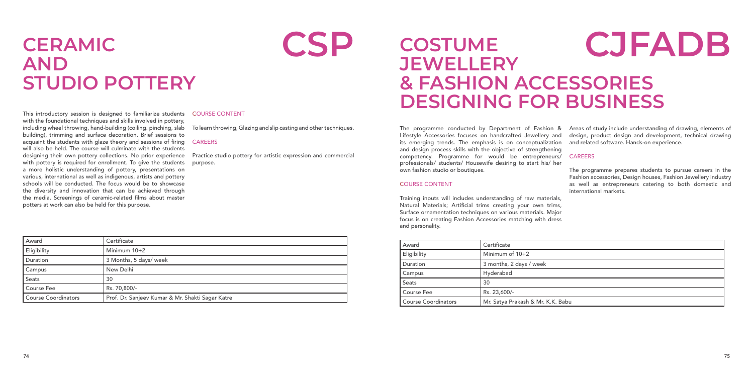# CERAMIC AND STUDIO POTTERY

# CSP

This introductory session is designed to familiarize students with the foundational techniques and skills involved in pottery, including wheel throwing, hand-building (coiling. pinching, slab building), trimming and surface decoration. Brief sessions to acquaint the students with glaze theory and sessions of firing will also be held. The course will culminate with the students designing their own pottery collections. No prior experience with pottery is required for enrollment. To give the students a more holistic understanding of pottery, presentations on various, international as well as indigenous, artists and pottery schools will be conducted. The focus would be to showcase the diversity and innovation that can be achieved through the media. Screenings of ceramic-related films about master potters at work can also be held for this purpose.

## COURSE CONTENT

To learn throwing, Glazing and slip casting and other techniques.

## CAREERS

Practice studio pottery for artistic expression and commercial purpose.

| Award | Certificate |
|---|---|
| Eligibility | Minimum 10+2 |
| Duration | 3 Months, 5 days/ week |
| Campus | New Delhi |
| Seats | 30 |
| Course Fee | Rs. 70,800/- |
| Course Coordinators | Prof. Dr. Sanjeev Kumar & Mr. Shakti Sagar Katre |

# COSTUME JEWELLERY & FASHION ACCESSORIES DESIGNING FOR BUSINESS

# CJFADB

The programme conducted by Department of Fashion & Lifestyle Accessories focuses on handcrafted Jewellery and its emerging trends. The emphasis is on conceptualization and design process skills with the objective of strengthening competency. Programme for would be entrepreneurs/ professionals/ students/ Housewife desiring to start his/ her own fashion studio or boutiques.

## COURSE CONTENT

Training inputs will includes understanding of raw materials, Natural Materials; Artificial trims creating your own trims, Surface ornamentation techniques on various materials. Major focus is on creating Fashion Accessories matching with dress and personality.

Areas of study include understanding of drawing, elements of design, product design and development, technical drawing and related software. Hands-on experience.

## CAREERS

The programme prepares students to pursue careers in the Fashion accessories, Design houses, Fashion Jewellery industry as well as entrepreneurs catering to both domestic and international markets.

| Award | Certificate |
|---|---|
| Eligibility | Minimum of 10+2 |
| Duration | 3 months, 2 days / week |
| Campus | Hyderabad |
| Seats | 30 |
| Course Fee | Rs. 23,600/- |
| Course Coordinators | Mr. Satya Prakash & Mr. K.K. Babu |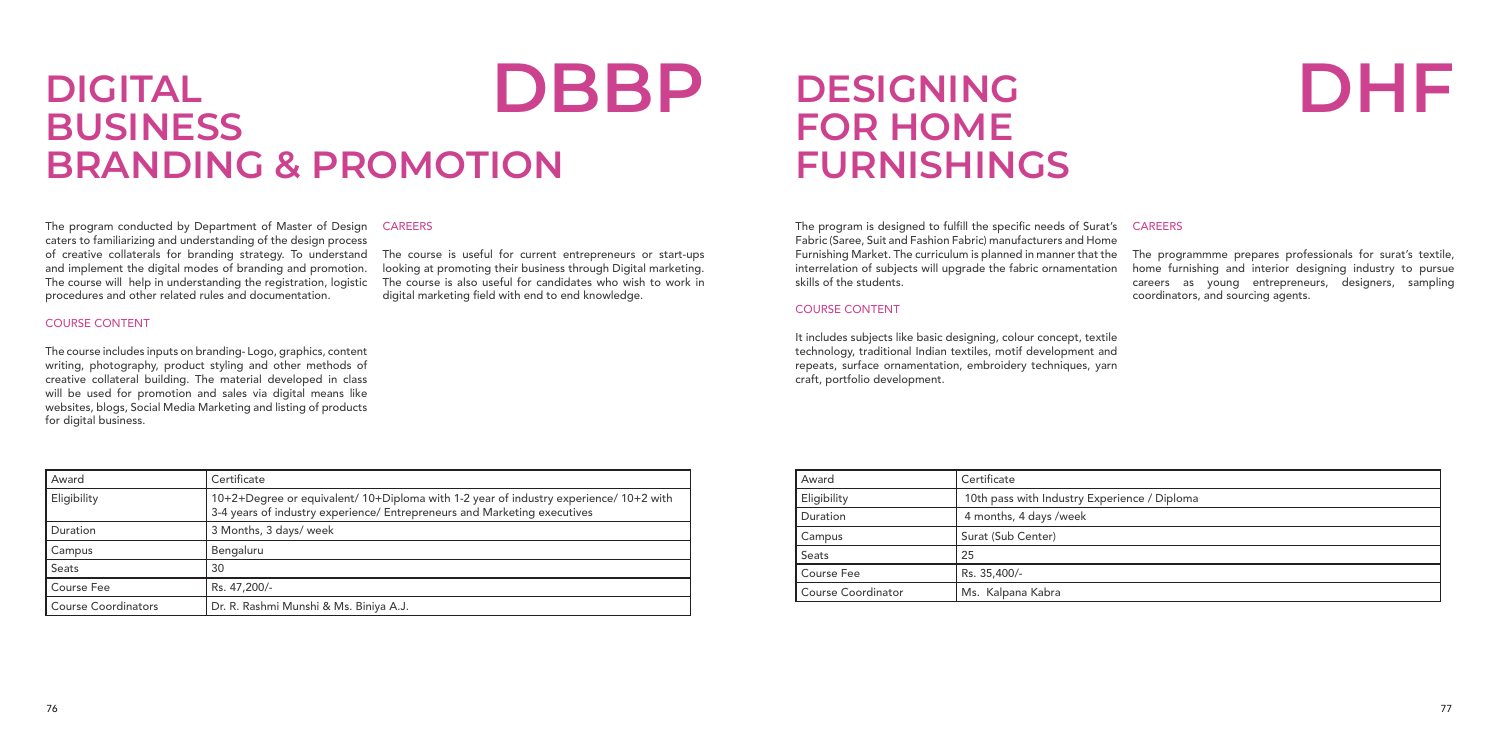# DIGITAL BUSINESS BRANDING & PROMOTION

# DBBP

The program conducted by Department of Master of Design caters to familiarizing and understanding of the design process of creative collaterals for branding strategy. To understand and implement the digital modes of branding and promotion. The course will help in understanding the registration, logistic procedures and other related rules and documentation.

## COURSE CONTENT

The course includes inputs on branding- Logo, graphics, content writing, photography, product styling and other methods of creative collateral building. The material developed in class will be used for promotion and sales via digital means like websites, blogs, Social Media Marketing and listing of products for digital business.

## CAREERS

The course is useful for current entrepreneurs or start-ups looking at promoting their business through Digital marketing. The course is also useful for candidates who wish to work in digital marketing field with end to end knowledge.

| Award | Certificate |
|---|---|
| Eligibility | 10+2+Degree or equivalent/ 10+Diploma with 1-2 year of industry experience/ 10+2 with 3-4 years of industry experience/ Entrepreneurs and Marketing executives |
| Duration | 3 Months, 3 days/ week |
| Campus | Bengaluru |
| Seats | 30 |
| Course Fee | Rs. 47,200/- |
| Course Coordinators | Dr. R. Rashmi Munshi & Ms. Biniya A.J. |

# DESIGNING FOR HOME FURNISHINGS

# DHF

The program is designed to fulfill the specific needs of Surat's Fabric (Saree, Suit and Fashion Fabric) manufacturers and Home Furnishing Market. The curriculum is planned in manner that the interrelation of subjects will upgrade the fabric ornamentation skills of the students.

## COURSE CONTENT

It includes subjects like basic designing, colour concept, textile technology, traditional Indian textiles, motif development and repeats, surface ornamentation, embroidery techniques, yarn craft, portfolio development.

## CAREERS

The programmme prepares professionals for surat's textile, home furnishing and interior designing industry to pursue careers as young entrepreneurs, designers, sampling coordinators, and sourcing agents.

| Award | Certificate |
|---|---|
| Eligibility | 10th pass with Industry Experience / Diploma |
| Duration | 4 months, 4 days /week |
| Campus | Surat (Sub Center) |
| Seats | 25 |
| Course Fee | Rs. 35,400/- |
| Course Coordinator | Ms. Kalpana Kabra |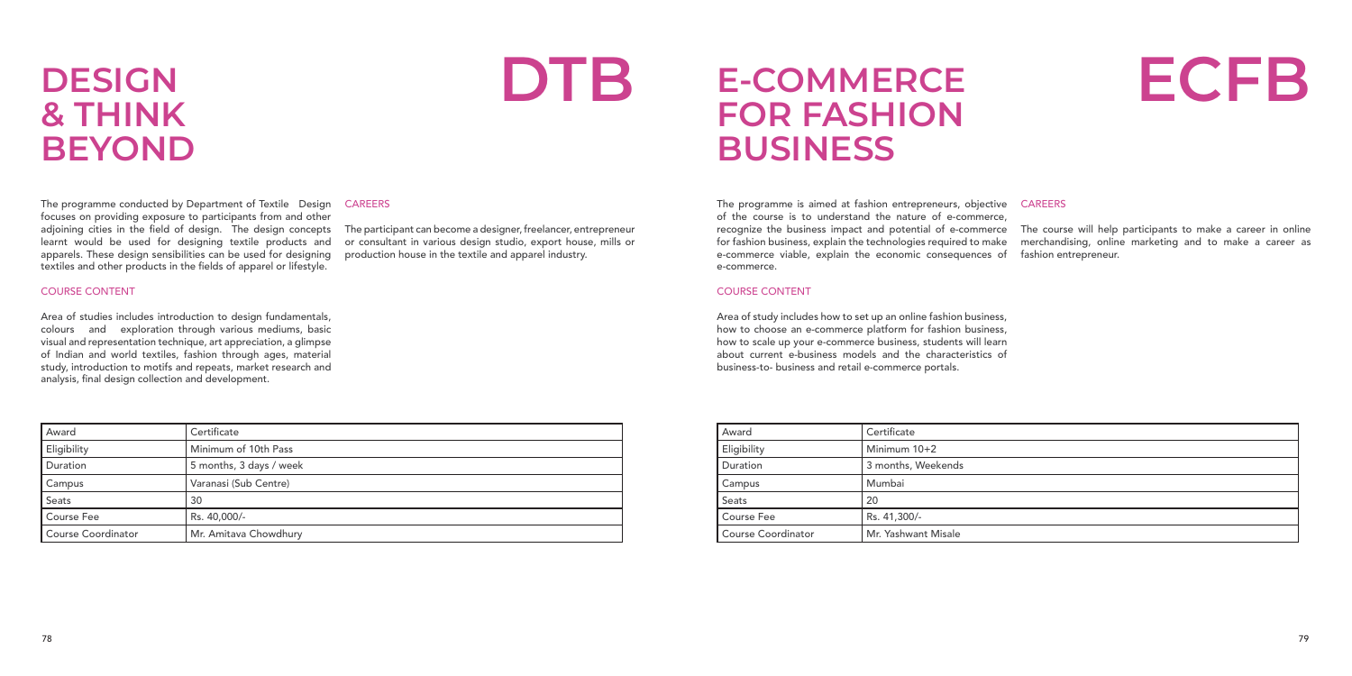# DESIGN & THINK BEYOND

# DTB

The programme conducted by Department of Textile Design focuses on providing exposure to participants from and other adjoining cities in the field of design. The design concepts learnt would be used for designing textile products and apparels. These design sensibilities can be used for designing textiles and other products in the fields of apparel or lifestyle.

### COURSE CONTENT

Area of studies includes introduction to design fundamentals, colours and exploration through various mediums, basic visual and representation technique, art appreciation, a glimpse of Indian and world textiles, fashion through ages, material study, introduction to motifs and repeats, market research and analysis, final design collection and development.

### CAREERS

The participant can become a designer, freelancer, entrepreneur or consultant in various design studio, export house, mills or production house in the textile and apparel industry.

| Award | Certificate |
|---|---|
| Eligibility | Minimum of 10th Pass |
| Duration | 5 months, 3 days / week |
| Campus | Varanasi (Sub Centre) |
| Seats | 30 |
| Course Fee | Rs. 40,000/- |
| Course Coordinator | Mr. Amitava Chowdhury |

# E-COMMERCE FOR FASHION BUSINESS

# ECFB

The programme is aimed at fashion entrepreneurs, objective of the course is to understand the nature of e-commerce, recognize the business impact and potential of e-commerce for fashion business, explain the technologies required to make e-commerce viable, explain the economic consequences of e-commerce.

### COURSE CONTENT

Area of study includes how to set up an online fashion business, how to choose an e-commerce platform for fashion business, how to scale up your e-commerce business, students will learn about current e-business models and the characteristics of business-to- business and retail e-commerce portals.

### CAREERS

The course will help participants to make a career in online merchandising, online marketing and to make a career as fashion entrepreneur.

| Award | Certificate |
|---|---|
| Eligibility | Minimum 10+2 |
| Duration | 3 months, Weekends |
| Campus | Mumbai |
| Seats | 20 |
| Course Fee | Rs. 41,300/- |
| Course Coordinator | Mr. Yashwant Misale |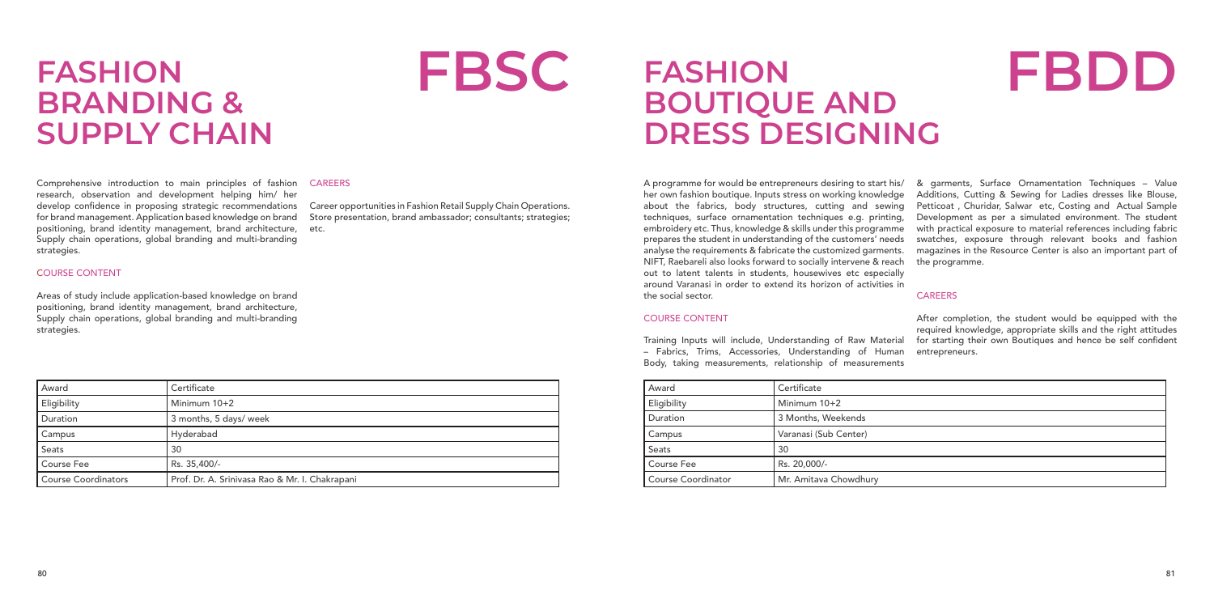# FASHION BRANDING & SUPPLY CHAIN

# FBSC

Comprehensive introduction to main principles of fashion research, observation and development helping him/ her develop confidence in proposing strategic recommendations for brand management. Application based knowledge on brand positioning, brand identity management, brand architecture, Supply chain operations, global branding and multi-branding strategies.

## COURSE CONTENT

Areas of study include application-based knowledge on brand positioning, brand identity management, brand architecture, Supply chain operations, global branding and multi-branding strategies.

## CAREERS

Career opportunities in Fashion Retail Supply Chain Operations. Store presentation, brand ambassador; consultants; strategies; etc.

| Award | Certificate |
|---|---|
| Eligibility | Minimum 10+2 |
| Duration | 3 months, 5 days/ week |
| Campus | Hyderabad |
| Seats | 30 |
| Course Fee | Rs. 35,400/- |
| Course Coordinators | Prof. Dr. A. Srinivasa Rao & Mr. I. Chakrapani |

# FASHION BOUTIQUE AND DRESS DESIGNING

# FBDD

A programme for would be entrepreneurs desiring to start his/ her own fashion boutique. Inputs stress on working knowledge about the fabrics, body structures, cutting and sewing techniques, surface ornamentation techniques e.g. printing, embroidery etc. Thus, knowledge & skills under this programme prepares the student in understanding of the customers' needs analyse the requirements & fabricate the customized garments. NIFT, Raebareli also looks forward to socially intervene & reach out to latent talents in students, housewives etc especially around Varanasi in order to extend its horizon of activities in the social sector.

## COURSE CONTENT

Training Inputs will include, Understanding of Raw Material – Fabrics, Trims, Accessories, Understanding of Human Body, taking measurements, relationship of measurements & garments, Surface Ornamentation Techniques – Value Additions, Cutting & Sewing for Ladies dresses like Blouse, Petticoat , Churidar, Salwar etc, Costing and Actual Sample Development as per a simulated environment. The student with practical exposure to material references including fabric swatches, exposure through relevant books and fashion magazines in the Resource Center is also an important part of the programme.

## CAREERS

After completion, the student would be equipped with the required knowledge, appropriate skills and the right attitudes for starting their own Boutiques and hence be self confident entrepreneurs.

| Award | Certificate |
|---|---|
| Eligibility | Minimum 10+2 |
| Duration | 3 Months, Weekends |
| Campus | Varanasi (Sub Center) |
| Seats | 30 |
| Course Fee | Rs. 20,000/- |
| Course Coordinator | Mr. Amitava Chowdhury |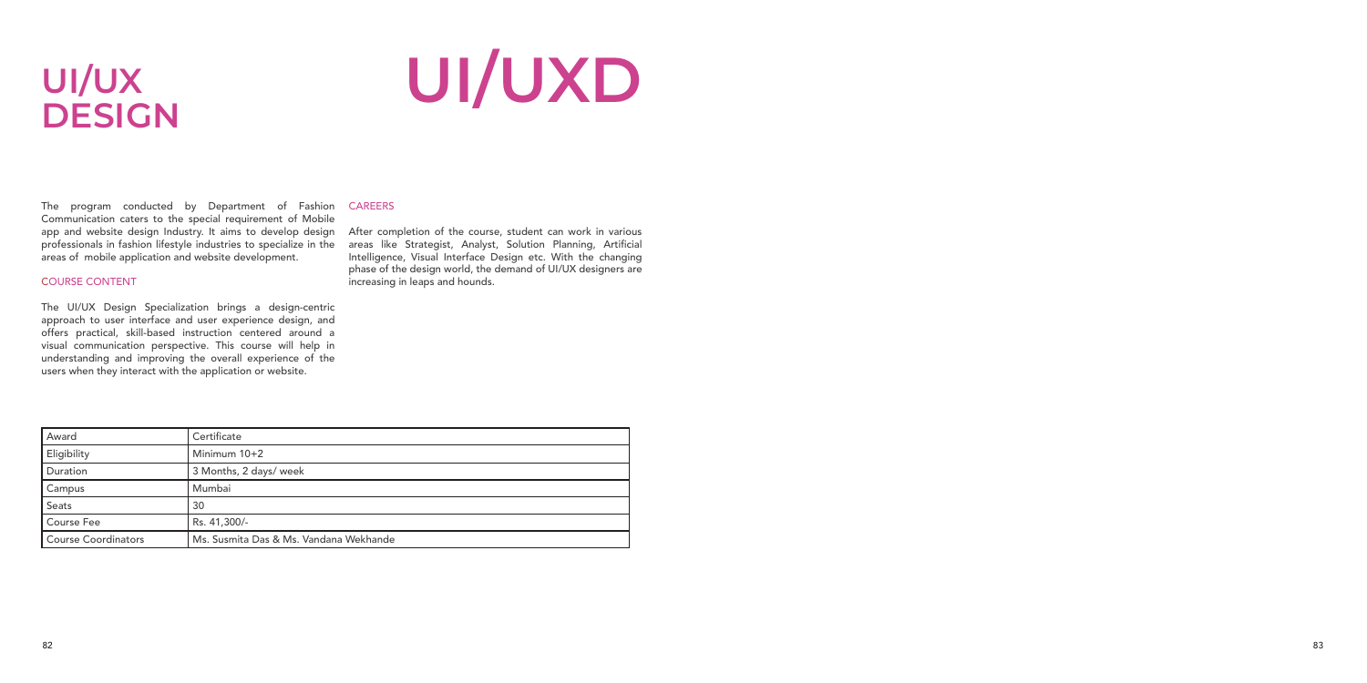# UI/UX DESIGN

# UI/UXD

The program conducted by Department of Fashion Communication caters to the special requirement of Mobile app and website design Industry. It aims to develop design professionals in fashion lifestyle industries to specialize in the areas of mobile application and website development.

## COURSE CONTENT

The UI/UX Design Specialization brings a design-centric approach to user interface and user experience design, and offers practical, skill-based instruction centered around a visual communication perspective. This course will help in understanding and improving the overall experience of the users when they interact with the application or website.

## CAREERS

After completion of the course, student can work in various areas like Strategist, Analyst, Solution Planning, Artificial Intelligence, Visual Interface Design etc. With the changing phase of the design world, the demand of UI/UX designers are increasing in leaps and hounds.

| Award | Certificate |
|---|---|
| Eligibility | Minimum 10+2 |
| Duration | 3 Months, 2 days/ week |
| Campus | Mumbai |
| Seats | 30 |
| Course Fee | Rs. 41,300/- |
| Course Coordinators | Ms. Susmita Das & Ms. Vandana Wekhande |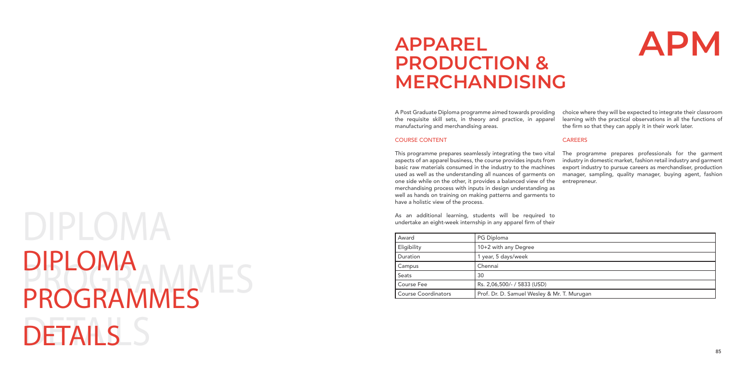# DIPLOMA PROGRAMMES DETAILS

# APPAREL PRODUCTION & MERCHANDISING

# APM

A Post Graduate Diploma programme aimed towards providing the requisite skill sets, in theory and practice, in apparel manufacturing and merchandising areas.

## COURSE CONTENT

This programme prepares seamlessly integrating the two vital aspects of an apparel business, the course provides inputs from basic raw materials consumed in the industry to the machines used as well as the understanding all nuances of garments on one side while on the other, it provides a balanced view of the merchandising process with inputs in design understanding as well as hands on training on making patterns and garments to have a holistic view of the process.

As an additional learning, students will be required to undertake an eight-week internship in any apparel firm of their choice where they will be expected to integrate their classroom learning with the practical observations in all the functions of the firm so that they can apply it in their work later.

## CAREERS

The programme prepares professionals for the garment industry in domestic market, fashion retail industry and garment export industry to pursue careers as merchandiser, production manager, sampling, quality manager, buying agent, fashion entrepreneur.

| Award | PG Diploma |
|---|---|
| Eligibility | 10+2 with any Degree |
| Duration | 1 year, 5 days/week |
| Campus | Chennai |
| Seats | 30 |
| Course Fee | Rs. 2,06,500/- / 5833 (USD) |
| Course Coordinators | Prof. Dr. D. Samuel Wesley & Mr. T. Murugan |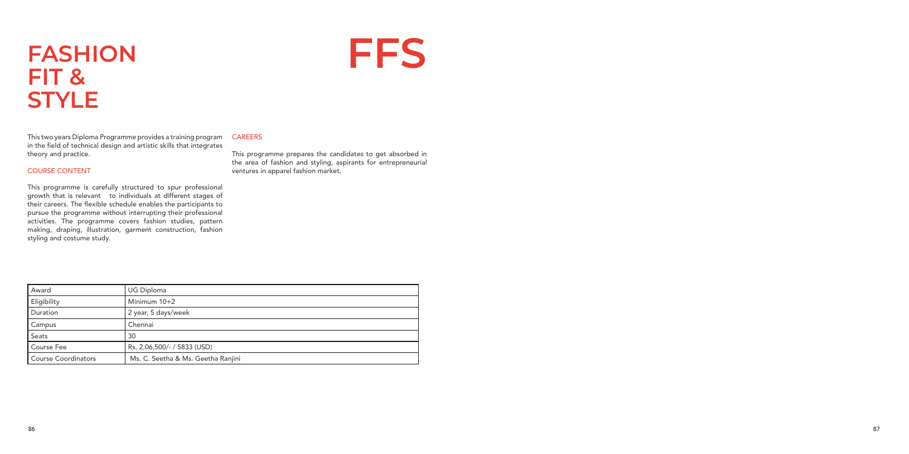# FASHION FIT & STYLE

# FFS

This two years Diploma Programme provides a training program in the field of technical design and artistic skills that integrates theory and practice.

## COURSE CONTENT

This programme is carefully structured to spur professional growth that is relevant to individuals at different stages of their careers. The flexible schedule enables the participants to pursue the programme without interrupting their professional activities. The programme covers fashion studies, pattern making, draping, illustration, garment construction, fashion styling and costume study.

## CAREERS

This programme prepares the candidates to get absorbed in the area of fashion and styling, aspirants for entrepreneurial ventures in apparel fashion market.

| Award | UG Diploma |
|---|---|
| Eligibility | Minimum 10+2 |
| Duration | 2 year, 5 days/week |
| Campus | Chennai |
| Seats | 30 |
| Course Fee | Rs. 2,06,500/- / 5833 (USD) |
| Course Coordinators | Ms. C. Seetha & Ms. Geetha Ranjini |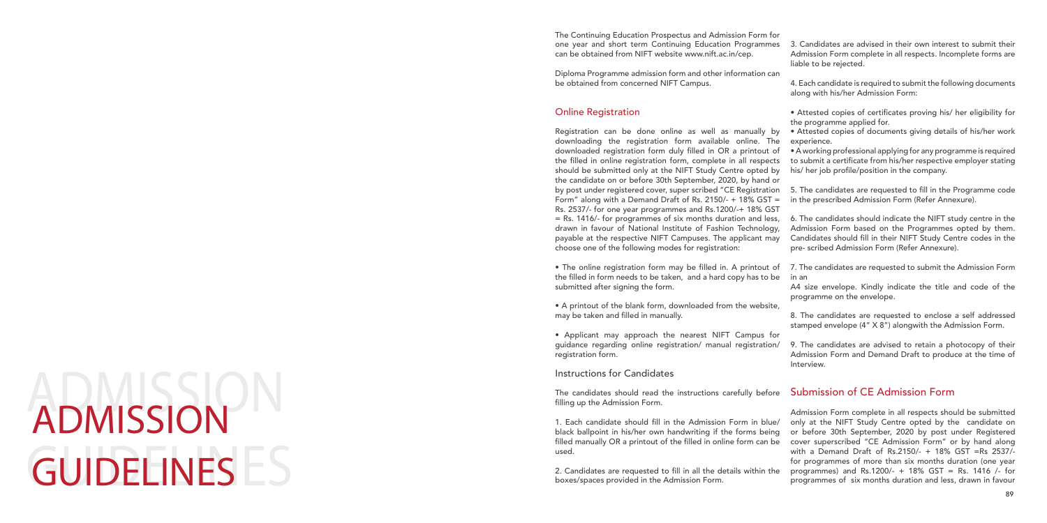# ADMISSION GUIDELINES

The Continuing Education Prospectus and Admission Form for one year and short term Continuing Education Programmes can be obtained from NIFT website www.nift.ac.in/cep.

Diploma Programme admission form and other information can be obtained from concerned NIFT Campus.

## Online Registration

Registration can be done online as well as manually by downloading the registration form available online. The downloaded registration form duly filled in OR a printout of the filled in online registration form, complete in all respects should be submitted only at the NIFT Study Centre opted by the candidate on or before 30th September, 2020, by hand or by post under registered cover, super scribed "CE Registration Form" along with a Demand Draft of Rs. 2150/- + 18% GST = Rs. 2537/- for one year programmes and Rs.1200/-+ 18% GST = Rs. 1416/- for programmes of six months duration and less, drawn in favour of National Institute of Fashion Technology, payable at the respective NIFT Campuses. The applicant may choose one of the following modes for registration:

- The online registration form may be filled in. A printout of the filled in form needs to be taken, and a hard copy has to be submitted after signing the form.
- A printout of the blank form, downloaded from the website, may be taken and filled in manually.
- Applicant may approach the nearest NIFT Campus for guidance regarding online registration/ manual registration/ registration form.

### Instructions for Candidates

The candidates should read the instructions carefully before filling up the Admission Form.

1. Each candidate should fill in the Admission Form in blue/ black ballpoint in his/her own handwriting if the forms being filled manually OR a printout of the filled in online form can be used.

2. Candidates are requested to fill in all the details within the boxes/spaces provided in the Admission Form.

3. Candidates are advised in their own interest to submit their Admission Form complete in all respects. Incomplete forms are liable to be rejected.

4. Each candidate is required to submit the following documents along with his/her Admission Form:

- Attested copies of certificates proving his/ her eligibility for the programme applied for.
- Attested copies of documents giving details of his/her work experience.
- A working professional applying for any programme is required to submit a certificate from his/her respective employer stating his/ her job profile/position in the company.

5. The candidates are requested to fill in the Programme code in the prescribed Admission Form (Refer Annexure).

6. The candidates should indicate the NIFT study centre in the Admission Form based on the Programmes opted by them. Candidates should fill in their NIFT Study Centre codes in the pre- scribed Admission Form (Refer Annexure).

7. The candidates are requested to submit the Admission Form in an A4 size envelope. Kindly indicate the title and code of the programme on the envelope.

8. The candidates are requested to enclose a self addressed stamped envelope (4" X 8") alongwith the Admission Form.

9. The candidates are advised to retain a photocopy of their Admission Form and Demand Draft to produce at the time of Interview.

## Submission of CE Admission Form

Admission Form complete in all respects should be submitted only at the NIFT Study Centre opted by the candidate on or before 30th September, 2020 by post under Registered cover superscribed "CE Admission Form" or by hand along with a Demand Draft of Rs.2150/- + 18% GST =Rs 2537/- for programmes of more than six months duration (one year programmes) and Rs.1200/- + 18% GST = Rs. 1416 /- for programmes of six months duration and less, drawn in favour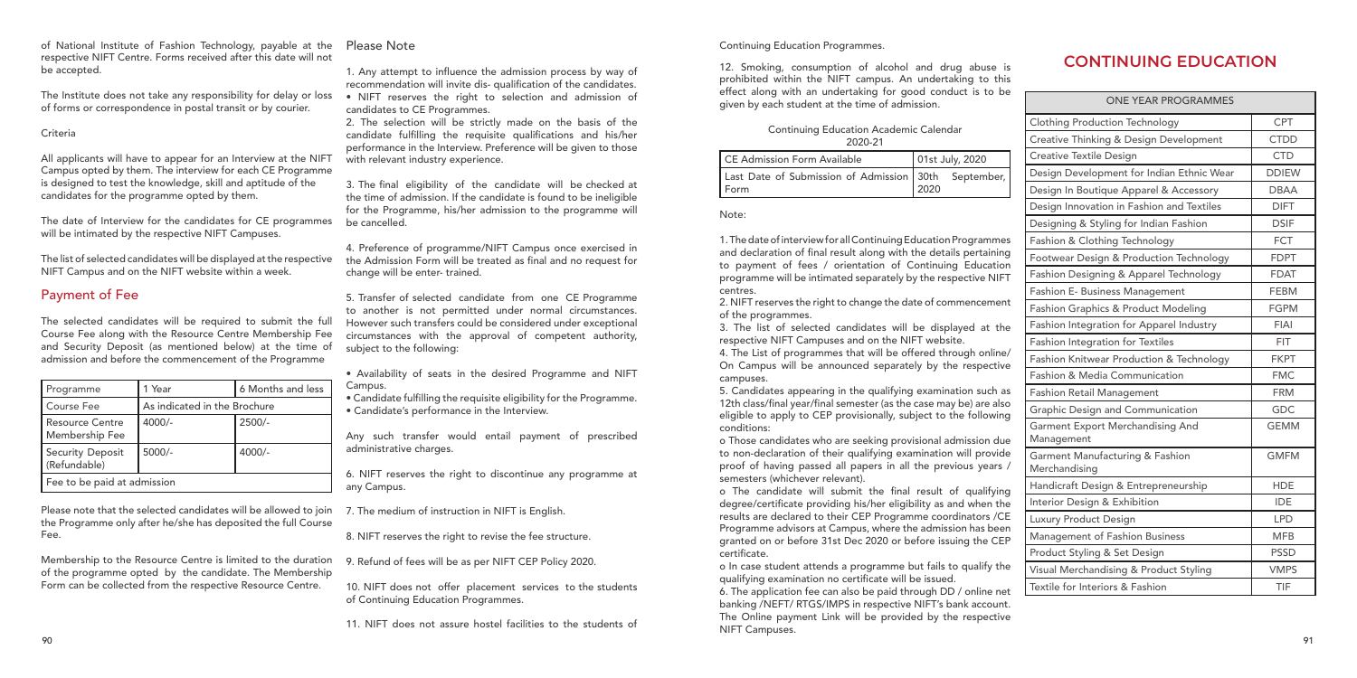of National Institute of Fashion Technology, payable at the respective NIFT Centre. Forms received after this date will not be accepted.

The Institute does not take any responsibility for delay or loss of forms or correspondence in postal transit or by courier.

### Criteria

All applicants will have to appear for an Interview at the NIFT Campus opted by them. The interview for each CE Programme is designed to test the knowledge, skill and aptitude of the candidates for the programme opted by them.

The date of Interview for the candidates for CE programmes will be intimated by the respective NIFT Campuses.

The list of selected candidates will be displayed at the respective NIFT Campus and on the NIFT website within a week.

## Payment of Fee

The selected candidates will be required to submit the full Course Fee along with the Resource Centre Membership Fee and Security Deposit (as mentioned below) at the time of admission and before the commencement of the Programme

| Programme | 1 Year | 6 Months and less |
|---|---|---|
| Course Fee | As indicated in the Brochure | |
| Resource Centre Membership Fee | 4000/- | 2500/- |
| Security Deposit (Refundable) | 5000/- | 4000/- |
| Fee to be paid at admission | | |

Please note that the selected candidates will be allowed to join the Programme only after he/she has deposited the full Course Fee.

Membership to the Resource Centre is limited to the duration of the programme opted by the candidate. The Membership Form can be collected from the respective Resource Centre.

### Please Note

1. Any attempt to influence the admission process by way of recommendation will invite dis- qualification of the candidates.
• NIFT reserves the right to selection and admission of candidates to CE Programmes.
2. The selection will be strictly made on the basis of the candidate fulfilling the requisite qualifications and his/her performance in the Interview. Preference will be given to those with relevant industry experience.

3. The final eligibility of the candidate will be checked at the time of admission. If the candidate is found to be ineligible for the Programme, his/her admission to the programme will be cancelled.

4. Preference of programme/NIFT Campus once exercised in the Admission Form will be treated as final and no request for change will be enter- trained.

5. Transfer of selected candidate from one CE Programme to another is not permitted under normal circumstances. However such transfers could be considered under exceptional circumstances with the approval of competent authority, subject to the following:

- Availability of seats in the desired Programme and NIFT Campus.
- Candidate fulfilling the requisite eligibility for the Programme.
- Candidate's performance in the Interview.

Any such transfer would entail payment of prescribed administrative charges.

6. NIFT reserves the right to discontinue any programme at any Campus.

7. The medium of instruction in NIFT is English.

8. NIFT reserves the right to revise the fee structure.

9. Refund of fees will be as per NIFT CEP Policy 2020.

10. NIFT does not offer placement services to the students of Continuing Education Programmes.

11. NIFT does not assure hostel facilities to the students of Continuing Education Programmes.

12. Smoking, consumption of alcohol and drug abuse is prohibited within the NIFT campus. An undertaking to this effect along with an undertaking for good conduct is to be given by each student at the time of admission.

Continuing Education Academic Calendar 2020-21

| CE Admission Form Available | 01st July, 2020 |
|---|---|
| Last Date of Submission of Admission Form | 30th September, 2020 |

Note:

1. The date of interview for all Continuing Education Programmes and declaration of final result along with the details pertaining to payment of fees / orientation of Continuing Education programme will be intimated separately by the respective NIFT centres.
2. NIFT reserves the right to change the date of commencement of the programmes.
3. The list of selected candidates will be displayed at the respective NIFT Campuses and on the NIFT website.
4. The List of programmes that will be offered through online/ On Campus will be announced separately by the respective campuses.
5. Candidates appearing in the qualifying examination such as 12th class/final year/final semester (as the case may be) are also eligible to apply to CEP provisionally, subject to the following conditions:

o Those candidates who are seeking provisional admission due to non-declaration of their qualifying examination will provide proof of having passed all papers in all the previous years / semesters (whichever relevant).

o The candidate will submit the final result of qualifying degree/certificate providing his/her eligibility as and when the results are declared to their CEP Programme coordinators /CE Programme advisors at Campus, where the admission has been granted on or before 31st Dec 2020 or before issuing the CEP certificate.

o In case student attends a programme but fails to qualify the qualifying examination no certificate will be issued.

6. The application fee can also be paid through DD / online net banking /NEFT/ RTGS/IMPS in respective NIFT's bank account. The Online payment Link will be provided by the respective NIFT Campuses.

# CONTINUING EDUCATION

| ONE YEAR PROGRAMMES | |
|---|---|
| Clothing Production Technology | CPT |
| Creative Thinking & Design Development | CTDD |
| Creative Textile Design | CTD |
| Design Development for Indian Ethnic Wear | DDIEW |
| Design In Boutique Apparel & Accessory | DBAA |
| Design Innovation in Fashion and Textiles | DIFT |
| Designing & Styling for Indian Fashion | DSIF |
| Fashion & Clothing Technology | FCT |
| Footwear Design & Production Technology | FDPT |
| Fashion Designing & Apparel Technology | FDAT |
| Fashion E- Business Management | FEBM |
| Fashion Graphics & Product Modeling | FGPM |
| Fashion Integration for Apparel Industry | FIAI |
| Fashion Integration for Textiles | FIT |
| Fashion Knitwear Production & Technology | FKPT |
| Fashion & Media Communication | FMC |
| Fashion Retail Management | FRM |
| Graphic Design and Communication | GDC |
| Garment Export Merchandising And Management | GEMM |
| Garment Manufacturing & Fashion Merchandising | GMFM |
| Handicraft Design & Entrepreneurship | HDE |
| Interior Design & Exhibition | IDE |
| Luxury Product Design | LPD |
| Management of Fashion Business | MFB |
| Product Styling & Set Design | PSSD |
| Visual Merchandising & Product Styling | VMPS |
| Textile for Interiors & Fashion | TIF |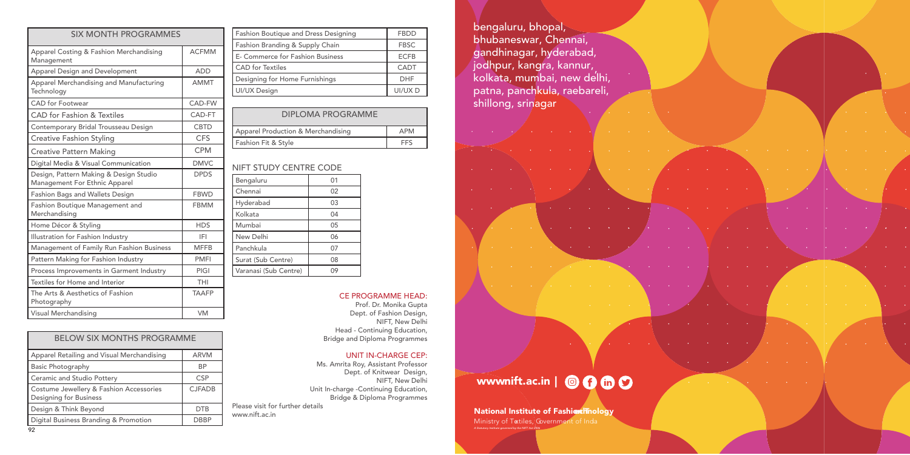| SIX MONTH PROGRAMMES | |
|---|---|
| Apparel Costing & Fashion Merchandising Management | ACFMM |
| Apparel Design and Development | ADD |
| Apparel Merchandising and Manufacturing Technology | AMMT |
| CAD for Footwear | CAD-FW |
| CAD for Fashion & Textiles | CAD-FT |
| Contemporary Bridal Trousseau Design | CBTD |
| Creative Fashion Styling | CFS |
| Creative Pattern Making | CPM |
| Digital Media & Visual Communication | DMVC |
| Design, Pattern Making & Design Studio Management For Ethnic Apparel | DPDS |
| Fashion Bags and Wallets Design | FBWD |
| Fashion Boutique Management and Merchandising | FBMM |
| Home Décor & Styling | HDS |
| Illustration for Fashion Industry | IFI |
| Management of Family Run Fashion Business | MFFB |
| Pattern Making for Fashion Industry | PMFI |
| Process Improvements in Garment Industry | PIGI |
| Textiles for Home and Interior | THI |
| The Arts & Aesthetics of Fashion Photography | TAAFP |
| Visual Merchandising | VM |

| BELOW SIX MONTHS PROGRAMME | |
|---|---|
| Apparel Retailing and Visual Merchandising | ARVM |
| Basic Photography | BP |
| Ceramic and Studio Pottery | CSP |
| Costume Jewellery & Fashion Accessories Designing for Business | CJFADB |
| Design & Think Beyond | DTB |
| Digital Business Branding & Promotion | DBBP |
| Fashion Boutique and Dress Designing | FBDD |
| Fashion Branding & Supply Chain | FBSC |
| E- Commerce for Fashion Business | ECFB |
| CAD for Textiles | CADT |
| Designing for Home Furnishings | DHF |
| UI/UX Design | UI/UX D |

| DIPLOMA PROGRAMME | |
|---|---|
| Apparel Production & Merchandising | APM |
| Fashion Fit & Style | FFS |

## NIFT STUDY CENTRE CODE

| | |
|---|---|
| Bengaluru | 01 |
| Chennai | 02 |
| Hyderabad | 03 |
| Kolkata | 04 |
| Mumbai | 05 |
| New Delhi | 06 |
| Panchkula | 07 |
| Surat (Sub Centre) | 08 |
| Varanasi (Sub Centre) | 09 |

**CE PROGRAMME HEAD:**

Prof. Dr. Monika Gupta
Dept. of Fashion Design,
NIFT, New Delhi
Head - Continuing Education,
Bridge and Diploma Programmes

**UNIT IN-CHARGE CEP:**

Ms. Amrita Roy, Assistant Professor
Dept. of Knitwear Design,
NIFT, New Delhi
Unit In-charge -Continuing Education,
Bridge & Diploma Programmes

Please visit for further details
www.nift.ac.in

bengaluru, bhopal, bhubaneswar, Chennai, gandhinagar, hyderabad, jodhpur, kangra, kannur, kolkata, mumbai, new delhi, patna, panchkula, raebareli, shillong, srinagar

www.nift.ac.in |

**National Institute of Fashion Technology**

Ministry of Textiles, Government of India

*A Statutory Institute governed by the NIFT Act 2006*